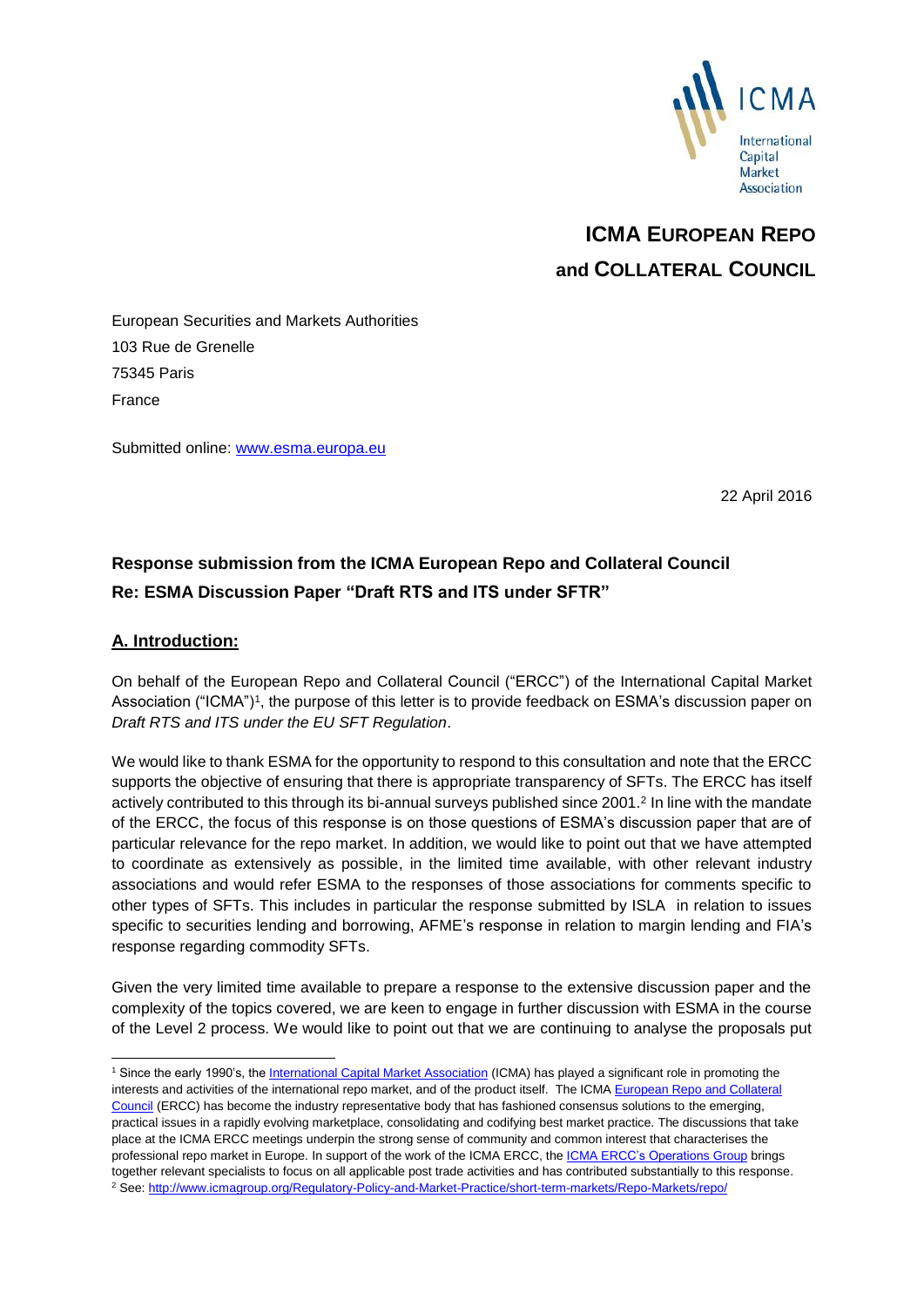ICMA International Capital Market Association

**ICMA EUROPEAN REPO and COLLATERAL COUNCIL**

European Securities and Markets Authorities
103 Rue de Grenelle
75345 Paris
France

Submitted online: www.esma.europa.eu

22 April 2016

**Response submission from the ICMA European Repo and Collateral Council**
**Re: ESMA Discussion Paper "Draft RTS and ITS under SFTR"**

## A. Introduction:

On behalf of the European Repo and Collateral Council ("ERCC") of the International Capital Market Association ("ICMA")[1], the purpose of this letter is to provide feedback on ESMA's discussion paper on *Draft RTS and ITS under the EU SFT Regulation*.

We would like to thank ESMA for the opportunity to respond to this consultation and note that the ERCC supports the objective of ensuring that there is appropriate transparency of SFTs. The ERCC has itself actively contributed to this through its bi-annual surveys published since 2001.[2] In line with the mandate of the ERCC, the focus of this response is on those questions of ESMA's discussion paper that are of particular relevance for the repo market. In addition, we would like to point out that we have attempted to coordinate as extensively as possible, in the limited time available, with other relevant industry associations and would refer ESMA to the responses of those associations for comments specific to other types of SFTs. This includes in particular the response submitted by ISLA in relation to issues specific to securities lending and borrowing, AFME's response in relation to margin lending and FIA's response regarding commodity SFTs.

Given the very limited time available to prepare a response to the extensive discussion paper and the complexity of the topics covered, we are keen to engage in further discussion with ESMA in the course of the Level 2 process. We would like to point out that we are continuing to analyse the proposals put

---

[1] Since the early 1990's, the International Capital Market Association (ICMA) has played a significant role in promoting the interests and activities of the international repo market, and of the product itself. The ICMA European Repo and Collateral Council (ERCC) has become the industry representative body that has fashioned consensus solutions to the emerging, practical issues in a rapidly evolving marketplace, consolidating and codifying best market practice. The discussions that take place at the ICMA ERCC meetings underpin the strong sense of community and common interest that characterises the professional repo market in Europe. In support of the work of the ICMA ERCC, the ICMA ERCC's Operations Group brings together relevant specialists to focus on all applicable post trade activities and has contributed substantially to this response.

[2] See: http://www.icmagroup.org/Regulatory-Policy-and-Market-Practice/short-term-markets/Repo-Markets/repo/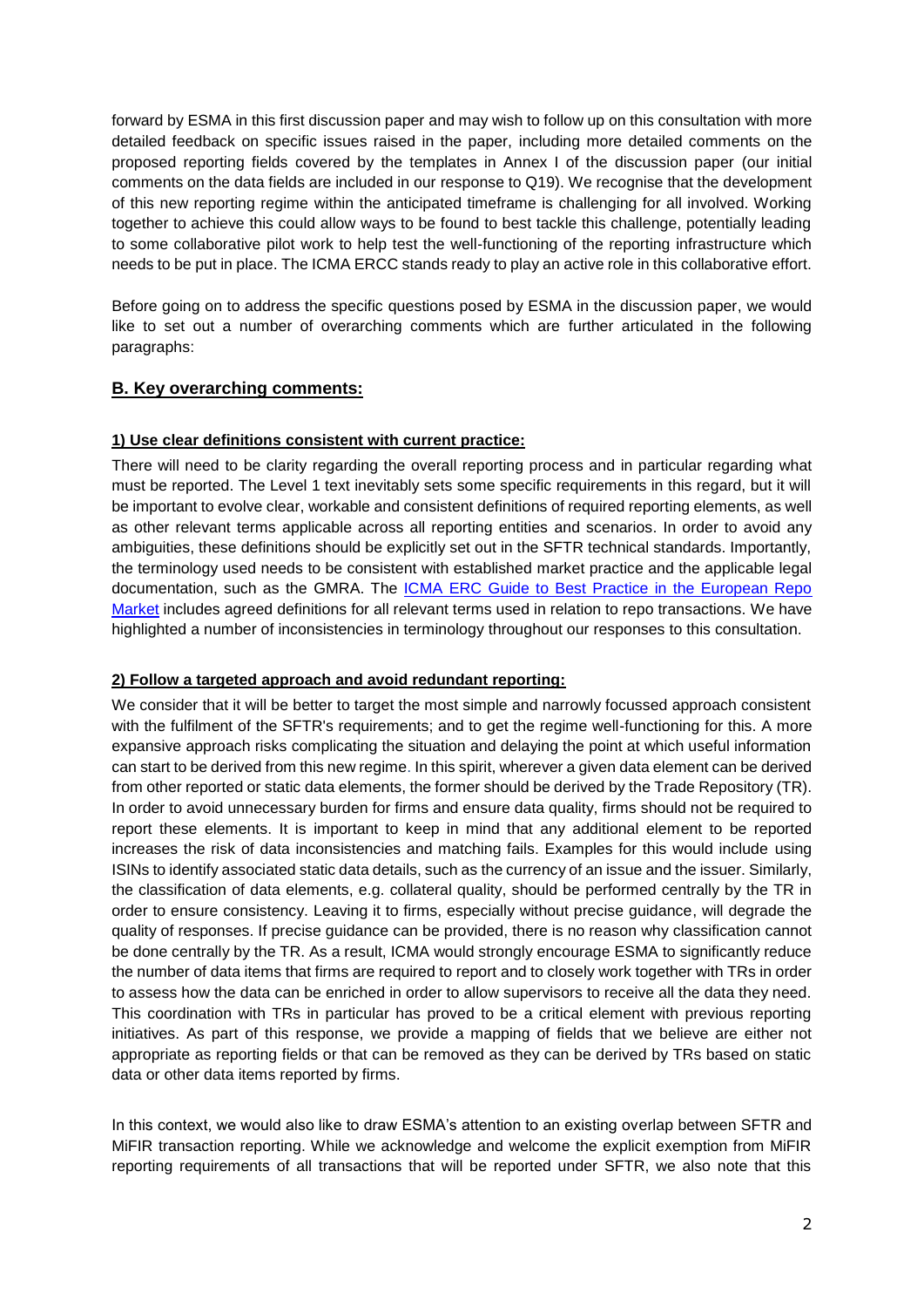forward by ESMA in this first discussion paper and may wish to follow up on this consultation with more detailed feedback on specific issues raised in the paper, including more detailed comments on the proposed reporting fields covered by the templates in Annex I of the discussion paper (our initial comments on the data fields are included in our response to Q19). We recognise that the development of this new reporting regime within the anticipated timeframe is challenging for all involved. Working together to achieve this could allow ways to be found to best tackle this challenge, potentially leading to some collaborative pilot work to help test the well-functioning of the reporting infrastructure which needs to be put in place. The ICMA ERCC stands ready to play an active role in this collaborative effort.

Before going on to address the specific questions posed by ESMA in the discussion paper, we would like to set out a number of overarching comments which are further articulated in the following paragraphs:

## B. Key overarching comments:

### 1) Use clear definitions consistent with current practice:

There will need to be clarity regarding the overall reporting process and in particular regarding what must be reported. The Level 1 text inevitably sets some specific requirements in this regard, but it will be important to evolve clear, workable and consistent definitions of required reporting elements, as well as other relevant terms applicable across all reporting entities and scenarios. In order to avoid any ambiguities, these definitions should be explicitly set out in the SFTR technical standards. Importantly, the terminology used needs to be consistent with established market practice and the applicable legal documentation, such as the GMRA. The ICMA ERC Guide to Best Practice in the European Repo Market includes agreed definitions for all relevant terms used in relation to repo transactions. We have highlighted a number of inconsistencies in terminology throughout our responses to this consultation.

### 2) Follow a targeted approach and avoid redundant reporting:

We consider that it will be better to target the most simple and narrowly focussed approach consistent with the fulfilment of the SFTR's requirements; and to get the regime well-functioning for this. A more expansive approach risks complicating the situation and delaying the point at which useful information can start to be derived from this new regime. In this spirit, wherever a given data element can be derived from other reported or static data elements, the former should be derived by the Trade Repository (TR). In order to avoid unnecessary burden for firms and ensure data quality, firms should not be required to report these elements. It is important to keep in mind that any additional element to be reported increases the risk of data inconsistencies and matching fails. Examples for this would include using ISINs to identify associated static data details, such as the currency of an issue and the issuer. Similarly, the classification of data elements, e.g. collateral quality, should be performed centrally by the TR in order to ensure consistency. Leaving it to firms, especially without precise guidance, will degrade the quality of responses. If precise guidance can be provided, there is no reason why classification cannot be done centrally by the TR. As a result, ICMA would strongly encourage ESMA to significantly reduce the number of data items that firms are required to report and to closely work together with TRs in order to assess how the data can be enriched in order to allow supervisors to receive all the data they need. This coordination with TRs in particular has proved to be a critical element with previous reporting initiatives. As part of this response, we provide a mapping of fields that we believe are either not appropriate as reporting fields or that can be removed as they can be derived by TRs based on static data or other data items reported by firms.

In this context, we would also like to draw ESMA's attention to an existing overlap between SFTR and MiFIR transaction reporting. While we acknowledge and welcome the explicit exemption from MiFIR reporting requirements of all transactions that will be reported under SFTR, we also note that this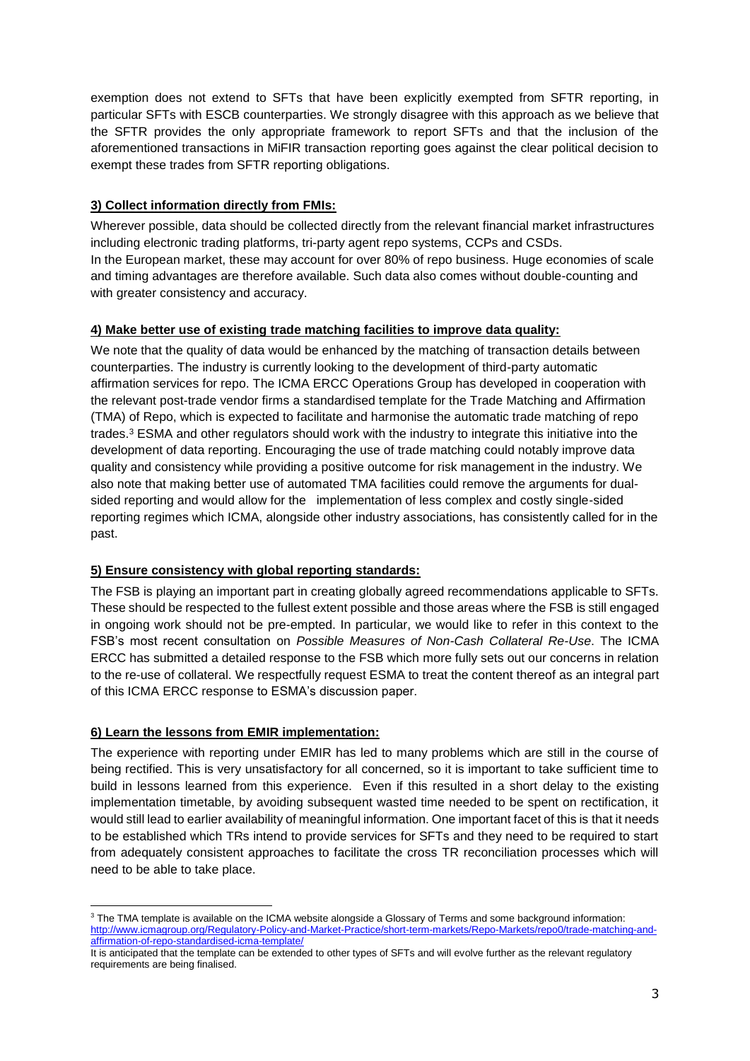exemption does not extend to SFTs that have been explicitly exempted from SFTR reporting, in particular SFTs with ESCB counterparties. We strongly disagree with this approach as we believe that the SFTR provides the only appropriate framework to report SFTs and that the inclusion of the aforementioned transactions in MiFIR transaction reporting goes against the clear political decision to exempt these trades from SFTR reporting obligations.

**3) Collect information directly from FMIs:**

Wherever possible, data should be collected directly from the relevant financial market infrastructures including electronic trading platforms, tri-party agent repo systems, CCPs and CSDs.
In the European market, these may account for over 80% of repo business. Huge economies of scale and timing advantages are therefore available. Such data also comes without double-counting and with greater consistency and accuracy.

**4) Make better use of existing trade matching facilities to improve data quality:**

We note that the quality of data would be enhanced by the matching of transaction details between counterparties. The industry is currently looking to the development of third-party automatic affirmation services for repo. The ICMA ERCC Operations Group has developed in cooperation with the relevant post-trade vendor firms a standardised template for the Trade Matching and Affirmation (TMA) of Repo, which is expected to facilitate and harmonise the automatic trade matching of repo trades.[3] ESMA and other regulators should work with the industry to integrate this initiative into the development of data reporting. Encouraging the use of trade matching could notably improve data quality and consistency while providing a positive outcome for risk management in the industry. We also note that making better use of automated TMA facilities could remove the arguments for dual-sided reporting and would allow for the implementation of less complex and costly single-sided reporting regimes which ICMA, alongside other industry associations, has consistently called for in the past.

**5) Ensure consistency with global reporting standards:**

The FSB is playing an important part in creating globally agreed recommendations applicable to SFTs. These should be respected to the fullest extent possible and those areas where the FSB is still engaged in ongoing work should not be pre-empted. In particular, we would like to refer in this context to the FSB's most recent consultation on *Possible Measures of Non-Cash Collateral Re-Use*. The ICMA ERCC has submitted a detailed response to the FSB which more fully sets out our concerns in relation to the re-use of collateral. We respectfully request ESMA to treat the content thereof as an integral part of this ICMA ERCC response to ESMA's discussion paper.

**6) Learn the lessons from EMIR implementation:**

The experience with reporting under EMIR has led to many problems which are still in the course of being rectified. This is very unsatisfactory for all concerned, so it is important to take sufficient time to build in lessons learned from this experience. Even if this resulted in a short delay to the existing implementation timetable, by avoiding subsequent wasted time needed to be spent on rectification, it would still lead to earlier availability of meaningful information. One important facet of this is that it needs to be established which TRs intend to provide services for SFTs and they need to be required to start from adequately consistent approaches to facilitate the cross TR reconciliation processes which will need to be able to take place.

---

[3] The TMA template is available on the ICMA website alongside a Glossary of Terms and some background information: http://www.icmagroup.org/Regulatory-Policy-and-Market-Practice/short-term-markets/Repo-Markets/repo0/trade-matching-and-affirmation-of-repo-standardised-icma-template/
It is anticipated that the template can be extended to other types of SFTs and will evolve further as the relevant regulatory requirements are being finalised.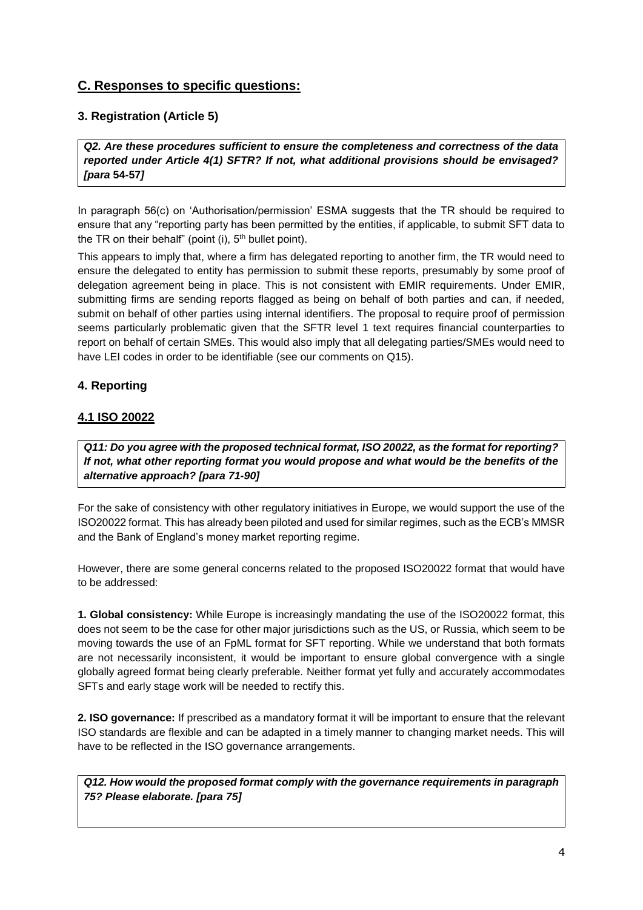## C. Responses to specific questions:

### 3. Registration (Article 5)

***Q2. Are these procedures sufficient to ensure the completeness and correctness of the data reported under Article 4(1) SFTR? If not, what additional provisions should be envisaged? [para 54-57]***

In paragraph 56(c) on 'Authorisation/permission' ESMA suggests that the TR should be required to ensure that any "reporting party has been permitted by the entities, if applicable, to submit SFT data to the TR on their behalf" (point (i), 5th bullet point).

This appears to imply that, where a firm has delegated reporting to another firm, the TR would need to ensure the delegated to entity has permission to submit these reports, presumably by some proof of delegation agreement being in place. This is not consistent with EMIR requirements. Under EMIR, submitting firms are sending reports flagged as being on behalf of both parties and can, if needed, submit on behalf of other parties using internal identifiers. The proposal to require proof of permission seems particularly problematic given that the SFTR level 1 text requires financial counterparties to report on behalf of certain SMEs. This would also imply that all delegating parties/SMEs would need to have LEI codes in order to be identifiable (see our comments on Q15).

### 4. Reporting

### 4.1 ISO 20022

***Q11: Do you agree with the proposed technical format, ISO 20022, as the format for reporting? If not, what other reporting format you would propose and what would be the benefits of the alternative approach? [para 71-90]***

For the sake of consistency with other regulatory initiatives in Europe, we would support the use of the ISO20022 format. This has already been piloted and used for similar regimes, such as the ECB's MMSR and the Bank of England's money market reporting regime.

However, there are some general concerns related to the proposed ISO20022 format that would have to be addressed:

**1. Global consistency:** While Europe is increasingly mandating the use of the ISO20022 format, this does not seem to be the case for other major jurisdictions such as the US, or Russia, which seem to be moving towards the use of an FpML format for SFT reporting. While we understand that both formats are not necessarily inconsistent, it would be important to ensure global convergence with a single globally agreed format being clearly preferable. Neither format yet fully and accurately accommodates SFTs and early stage work will be needed to rectify this.

**2. ISO governance:** If prescribed as a mandatory format it will be important to ensure that the relevant ISO standards are flexible and can be adapted in a timely manner to changing market needs. This will have to be reflected in the ISO governance arrangements.

***Q12. How would the proposed format comply with the governance requirements in paragraph 75? Please elaborate. [para 75]***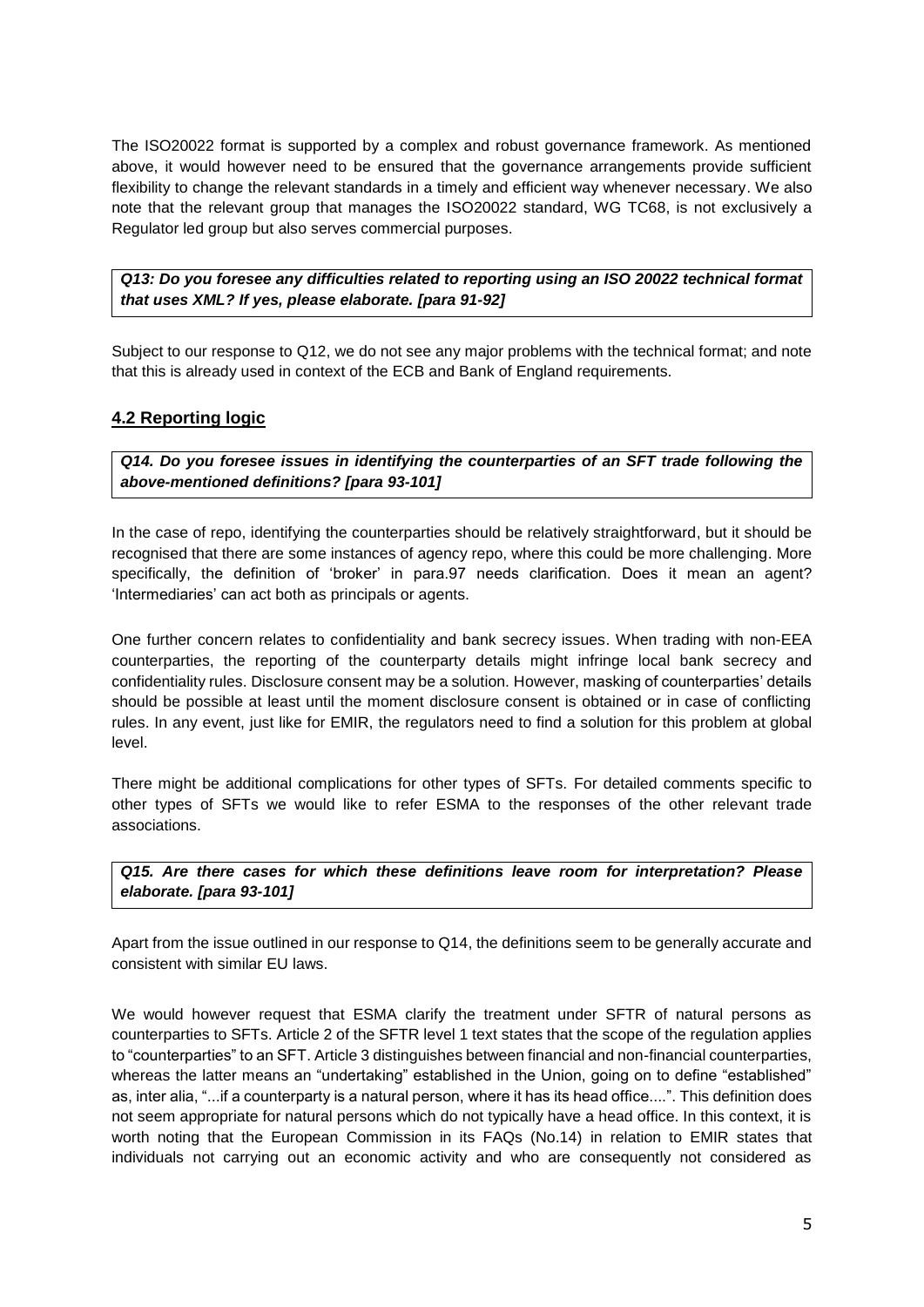The ISO20022 format is supported by a complex and robust governance framework. As mentioned above, it would however need to be ensured that the governance arrangements provide sufficient flexibility to change the relevant standards in a timely and efficient way whenever necessary. We also note that the relevant group that manages the ISO20022 standard, WG TC68, is not exclusively a Regulator led group but also serves commercial purposes.

***Q13: Do you foresee any difficulties related to reporting using an ISO 20022 technical format that uses XML? If yes, please elaborate. [para 91-92]***

Subject to our response to Q12, we do not see any major problems with the technical format; and note that this is already used in context of the ECB and Bank of England requirements.

## 4.2 Reporting logic

***Q14. Do you foresee issues in identifying the counterparties of an SFT trade following the above-mentioned definitions? [para 93-101]***

In the case of repo, identifying the counterparties should be relatively straightforward, but it should be recognised that there are some instances of agency repo, where this could be more challenging. More specifically, the definition of 'broker' in para.97 needs clarification. Does it mean an agent? 'Intermediaries' can act both as principals or agents.

One further concern relates to confidentiality and bank secrecy issues. When trading with non-EEA counterparties, the reporting of the counterparty details might infringe local bank secrecy and confidentiality rules. Disclosure consent may be a solution. However, masking of counterparties' details should be possible at least until the moment disclosure consent is obtained or in case of conflicting rules. In any event, just like for EMIR, the regulators need to find a solution for this problem at global level.

There might be additional complications for other types of SFTs. For detailed comments specific to other types of SFTs we would like to refer ESMA to the responses of the other relevant trade associations.

***Q15. Are there cases for which these definitions leave room for interpretation? Please elaborate. [para 93-101]***

Apart from the issue outlined in our response to Q14, the definitions seem to be generally accurate and consistent with similar EU laws.

We would however request that ESMA clarify the treatment under SFTR of natural persons as counterparties to SFTs. Article 2 of the SFTR level 1 text states that the scope of the regulation applies to "counterparties" to an SFT. Article 3 distinguishes between financial and non-financial counterparties, whereas the latter means an "undertaking" established in the Union, going on to define "established" as, inter alia, "...if a counterparty is a natural person, where it has its head office....". This definition does not seem appropriate for natural persons which do not typically have a head office. In this context, it is worth noting that the European Commission in its FAQs (No.14) in relation to EMIR states that individuals not carrying out an economic activity and who are consequently not considered as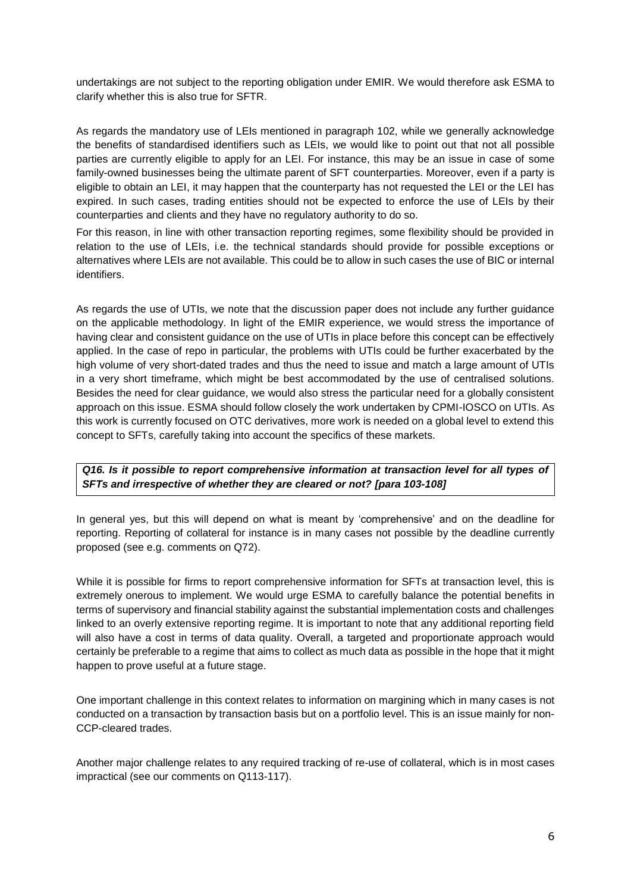undertakings are not subject to the reporting obligation under EMIR. We would therefore ask ESMA to clarify whether this is also true for SFTR.

As regards the mandatory use of LEIs mentioned in paragraph 102, while we generally acknowledge the benefits of standardised identifiers such as LEIs, we would like to point out that not all possible parties are currently eligible to apply for an LEI. For instance, this may be an issue in case of some family-owned businesses being the ultimate parent of SFT counterparties. Moreover, even if a party is eligible to obtain an LEI, it may happen that the counterparty has not requested the LEI or the LEI has expired. In such cases, trading entities should not be expected to enforce the use of LEIs by their counterparties and clients and they have no regulatory authority to do so.

For this reason, in line with other transaction reporting regimes, some flexibility should be provided in relation to the use of LEIs, i.e. the technical standards should provide for possible exceptions or alternatives where LEIs are not available. This could be to allow in such cases the use of BIC or internal identifiers.

As regards the use of UTIs, we note that the discussion paper does not include any further guidance on the applicable methodology. In light of the EMIR experience, we would stress the importance of having clear and consistent guidance on the use of UTIs in place before this concept can be effectively applied. In the case of repo in particular, the problems with UTIs could be further exacerbated by the high volume of very short-dated trades and thus the need to issue and match a large amount of UTIs in a very short timeframe, which might be best accommodated by the use of centralised solutions. Besides the need for clear guidance, we would also stress the particular need for a globally consistent approach on this issue. ESMA should follow closely the work undertaken by CPMI-IOSCO on UTIs. As this work is currently focused on OTC derivatives, more work is needed on a global level to extend this concept to SFTs, carefully taking into account the specifics of these markets.

***Q16. Is it possible to report comprehensive information at transaction level for all types of SFTs and irrespective of whether they are cleared or not? [para 103-108]***

In general yes, but this will depend on what is meant by 'comprehensive' and on the deadline for reporting. Reporting of collateral for instance is in many cases not possible by the deadline currently proposed (see e.g. comments on Q72).

While it is possible for firms to report comprehensive information for SFTs at transaction level, this is extremely onerous to implement. We would urge ESMA to carefully balance the potential benefits in terms of supervisory and financial stability against the substantial implementation costs and challenges linked to an overly extensive reporting regime. It is important to note that any additional reporting field will also have a cost in terms of data quality. Overall, a targeted and proportionate approach would certainly be preferable to a regime that aims to collect as much data as possible in the hope that it might happen to prove useful at a future stage.

One important challenge in this context relates to information on margining which in many cases is not conducted on a transaction by transaction basis but on a portfolio level. This is an issue mainly for non-CCP-cleared trades.

Another major challenge relates to any required tracking of re-use of collateral, which is in most cases impractical (see our comments on Q113-117).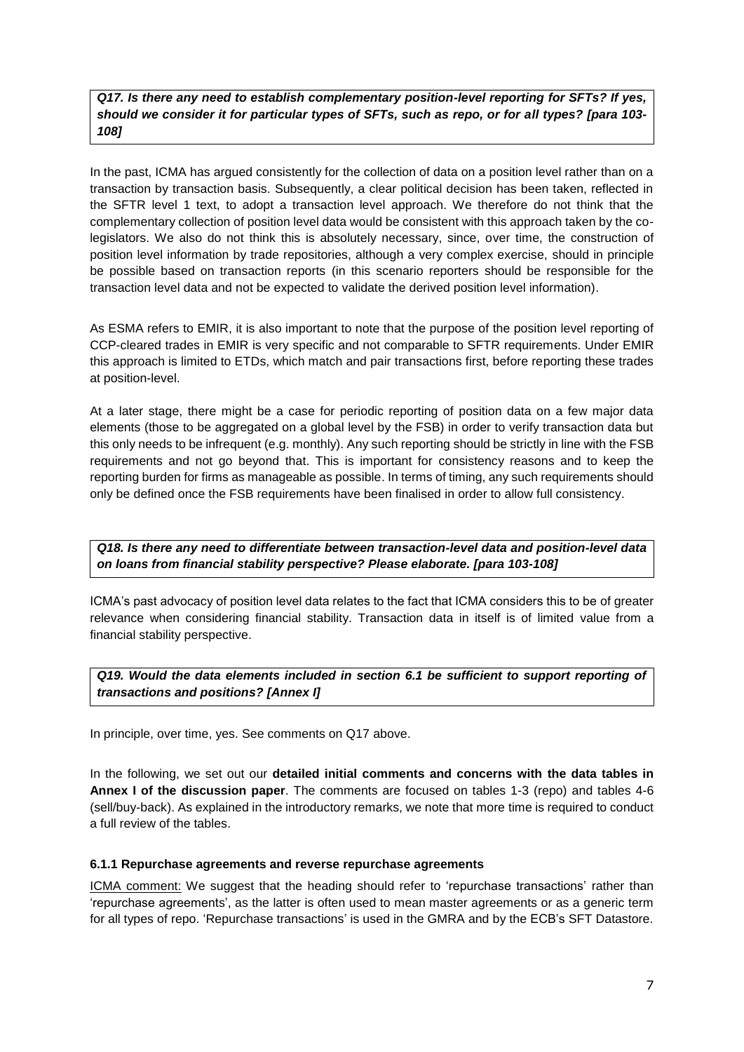***Q17. Is there any need to establish complementary position-level reporting for SFTs? If yes, should we consider it for particular types of SFTs, such as repo, or for all types? [para 103-108]***

In the past, ICMA has argued consistently for the collection of data on a position level rather than on a transaction by transaction basis. Subsequently, a clear political decision has been taken, reflected in the SFTR level 1 text, to adopt a transaction level approach. We therefore do not think that the complementary collection of position level data would be consistent with this approach taken by the co-legislators. We also do not think this is absolutely necessary, since, over time, the construction of position level information by trade repositories, although a very complex exercise, should in principle be possible based on transaction reports (in this scenario reporters should be responsible for the transaction level data and not be expected to validate the derived position level information).

As ESMA refers to EMIR, it is also important to note that the purpose of the position level reporting of CCP-cleared trades in EMIR is very specific and not comparable to SFTR requirements. Under EMIR this approach is limited to ETDs, which match and pair transactions first, before reporting these trades at position-level.

At a later stage, there might be a case for periodic reporting of position data on a few major data elements (those to be aggregated on a global level by the FSB) in order to verify transaction data but this only needs to be infrequent (e.g. monthly). Any such reporting should be strictly in line with the FSB requirements and not go beyond that. This is important for consistency reasons and to keep the reporting burden for firms as manageable as possible. In terms of timing, any such requirements should only be defined once the FSB requirements have been finalised in order to allow full consistency.

***Q18. Is there any need to differentiate between transaction-level data and position-level data on loans from financial stability perspective? Please elaborate. [para 103-108]***

ICMA's past advocacy of position level data relates to the fact that ICMA considers this to be of greater relevance when considering financial stability. Transaction data in itself is of limited value from a financial stability perspective.

***Q19. Would the data elements included in section 6.1 be sufficient to support reporting of transactions and positions? [Annex I]***

In principle, over time, yes. See comments on Q17 above.

In the following, we set out our **detailed initial comments and concerns with the data tables in Annex I of the discussion paper**. The comments are focused on tables 1-3 (repo) and tables 4-6 (sell/buy-back). As explained in the introductory remarks, we note that more time is required to conduct a full review of the tables.

#### 6.1.1 Repurchase agreements and reverse repurchase agreements

ICMA comment: We suggest that the heading should refer to 'repurchase transactions' rather than 'repurchase agreements', as the latter is often used to mean master agreements or as a generic term for all types of repo. 'Repurchase transactions' is used in the GMRA and by the ECB's SFT Datastore.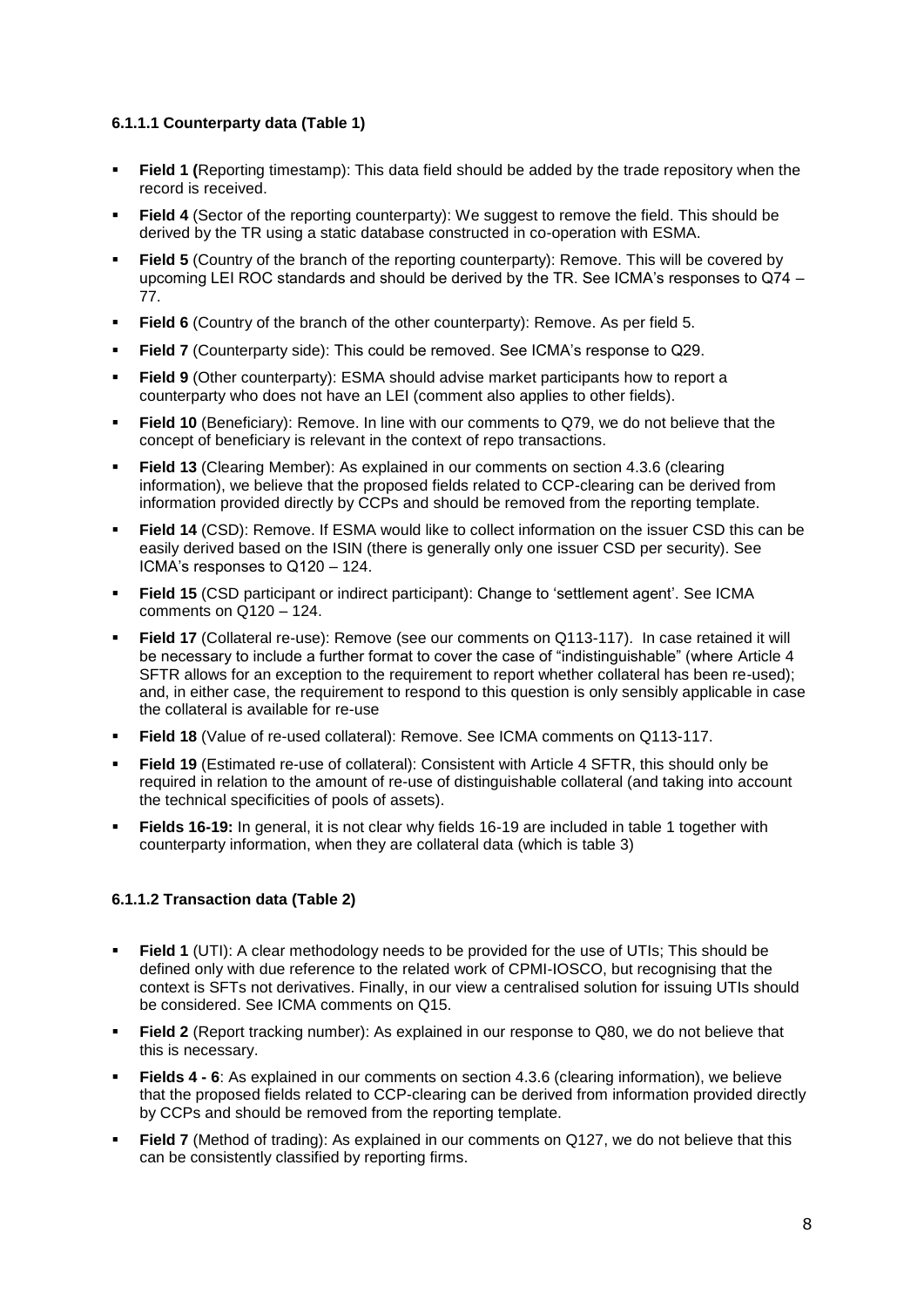#### 6.1.1.1 Counterparty data (Table 1)

- **Field 1 (**Reporting timestamp): This data field should be added by the trade repository when the record is received.
- **Field 4** (Sector of the reporting counterparty): We suggest to remove the field. This should be derived by the TR using a static database constructed in co-operation with ESMA.
- **Field 5** (Country of the branch of the reporting counterparty): Remove. This will be covered by upcoming LEI ROC standards and should be derived by the TR. See ICMA's responses to Q74 – 77.
- **Field 6** (Country of the branch of the other counterparty): Remove. As per field 5.
- **Field 7** (Counterparty side): This could be removed. See ICMA's response to Q29.
- **Field 9** (Other counterparty): ESMA should advise market participants how to report a counterparty who does not have an LEI (comment also applies to other fields).
- **Field 10** (Beneficiary): Remove. In line with our comments to Q79, we do not believe that the concept of beneficiary is relevant in the context of repo transactions.
- **Field 13** (Clearing Member): As explained in our comments on section 4.3.6 (clearing information), we believe that the proposed fields related to CCP-clearing can be derived from information provided directly by CCPs and should be removed from the reporting template.
- **Field 14** (CSD): Remove. If ESMA would like to collect information on the issuer CSD this can be easily derived based on the ISIN (there is generally only one issuer CSD per security). See ICMA's responses to Q120 – 124.
- **Field 15** (CSD participant or indirect participant): Change to 'settlement agent'. See ICMA comments on Q120 – 124.
- **Field 17** (Collateral re-use): Remove (see our comments on Q113-117). In case retained it will be necessary to include a further format to cover the case of "indistinguishable" (where Article 4 SFTR allows for an exception to the requirement to report whether collateral has been re-used); and, in either case, the requirement to respond to this question is only sensibly applicable in case the collateral is available for re-use
- **Field 18** (Value of re-used collateral): Remove. See ICMA comments on Q113-117.
- **Field 19** (Estimated re-use of collateral): Consistent with Article 4 SFTR, this should only be required in relation to the amount of re-use of distinguishable collateral (and taking into account the technical specificities of pools of assets).
- **Fields 16-19:** In general, it is not clear why fields 16-19 are included in table 1 together with counterparty information, when they are collateral data (which is table 3)

#### 6.1.1.2 Transaction data (Table 2)

- **Field 1** (UTI): A clear methodology needs to be provided for the use of UTIs; This should be defined only with due reference to the related work of CPMI-IOSCO, but recognising that the context is SFTs not derivatives. Finally, in our view a centralised solution for issuing UTIs should be considered. See ICMA comments on Q15.
- **Field 2** (Report tracking number): As explained in our response to Q80, we do not believe that this is necessary.
- **Fields 4 - 6**: As explained in our comments on section 4.3.6 (clearing information), we believe that the proposed fields related to CCP-clearing can be derived from information provided directly by CCPs and should be removed from the reporting template.
- **Field 7** (Method of trading): As explained in our comments on Q127, we do not believe that this can be consistently classified by reporting firms.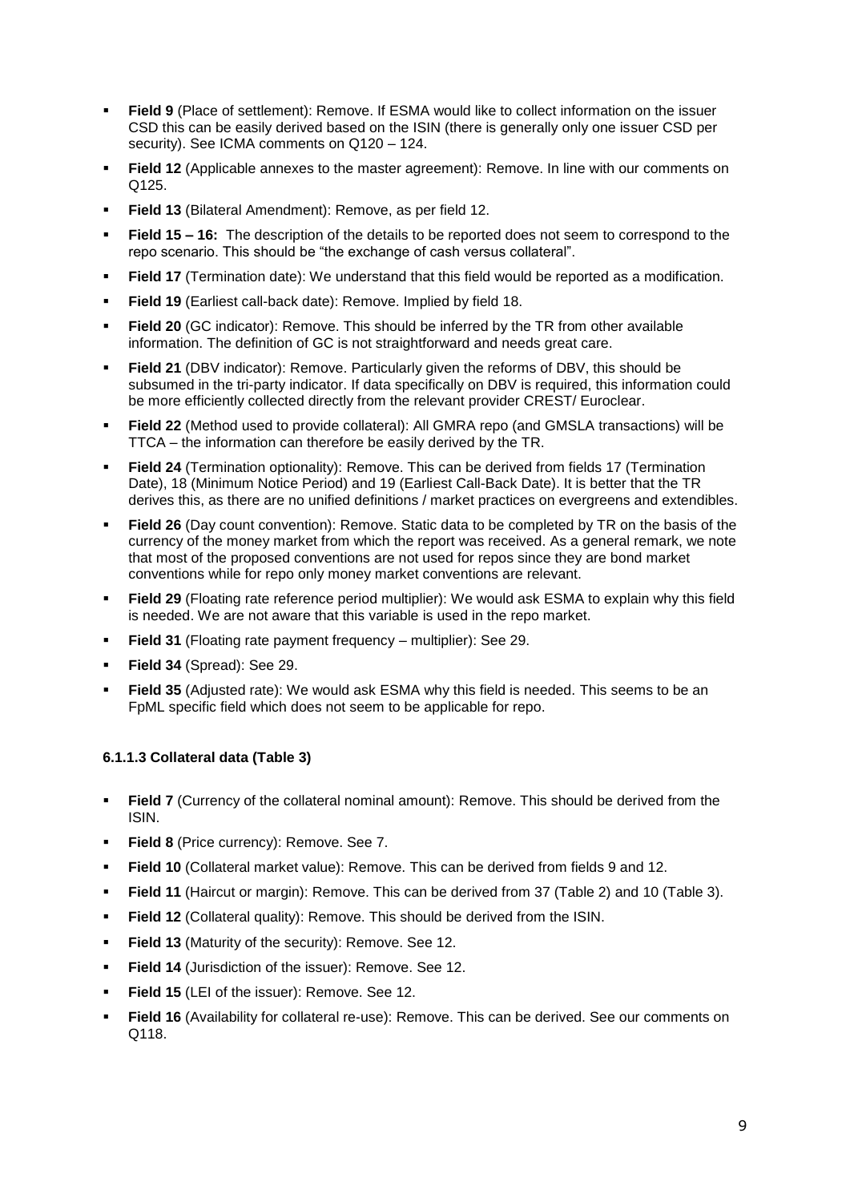- **Field 9** (Place of settlement): Remove. If ESMA would like to collect information on the issuer CSD this can be easily derived based on the ISIN (there is generally only one issuer CSD per security). See ICMA comments on Q120 – 124.
- **Field 12** (Applicable annexes to the master agreement): Remove. In line with our comments on Q125.
- **Field 13** (Bilateral Amendment): Remove, as per field 12.
- **Field 15 – 16:** The description of the details to be reported does not seem to correspond to the repo scenario. This should be "the exchange of cash versus collateral".
- **Field 17** (Termination date): We understand that this field would be reported as a modification.
- **Field 19** (Earliest call-back date): Remove. Implied by field 18.
- **Field 20** (GC indicator): Remove. This should be inferred by the TR from other available information. The definition of GC is not straightforward and needs great care.
- **Field 21** (DBV indicator): Remove. Particularly given the reforms of DBV, this should be subsumed in the tri-party indicator. If data specifically on DBV is required, this information could be more efficiently collected directly from the relevant provider CREST/ Euroclear.
- **Field 22** (Method used to provide collateral): All GMRA repo (and GMSLA transactions) will be TTCA – the information can therefore be easily derived by the TR.
- **Field 24** (Termination optionality): Remove. This can be derived from fields 17 (Termination Date), 18 (Minimum Notice Period) and 19 (Earliest Call-Back Date). It is better that the TR derives this, as there are no unified definitions / market practices on evergreens and extendibles.
- **Field 26** (Day count convention): Remove. Static data to be completed by TR on the basis of the currency of the money market from which the report was received. As a general remark, we note that most of the proposed conventions are not used for repos since they are bond market conventions while for repo only money market conventions are relevant.
- **Field 29** (Floating rate reference period multiplier): We would ask ESMA to explain why this field is needed. We are not aware that this variable is used in the repo market.
- **Field 31** (Floating rate payment frequency – multiplier): See 29.
- **Field 34** (Spread): See 29.
- **Field 35** (Adjusted rate): We would ask ESMA why this field is needed. This seems to be an FpML specific field which does not seem to be applicable for repo.

#### 6.1.1.3 Collateral data (Table 3)

- **Field 7** (Currency of the collateral nominal amount): Remove. This should be derived from the ISIN.
- **Field 8** (Price currency): Remove. See 7.
- **Field 10** (Collateral market value): Remove. This can be derived from fields 9 and 12.
- **Field 11** (Haircut or margin): Remove. This can be derived from 37 (Table 2) and 10 (Table 3).
- **Field 12** (Collateral quality): Remove. This should be derived from the ISIN.
- **Field 13** (Maturity of the security): Remove. See 12.
- **Field 14** (Jurisdiction of the issuer): Remove. See 12.
- **Field 15** (LEI of the issuer): Remove. See 12.
- **Field 16** (Availability for collateral re-use): Remove. This can be derived. See our comments on Q118.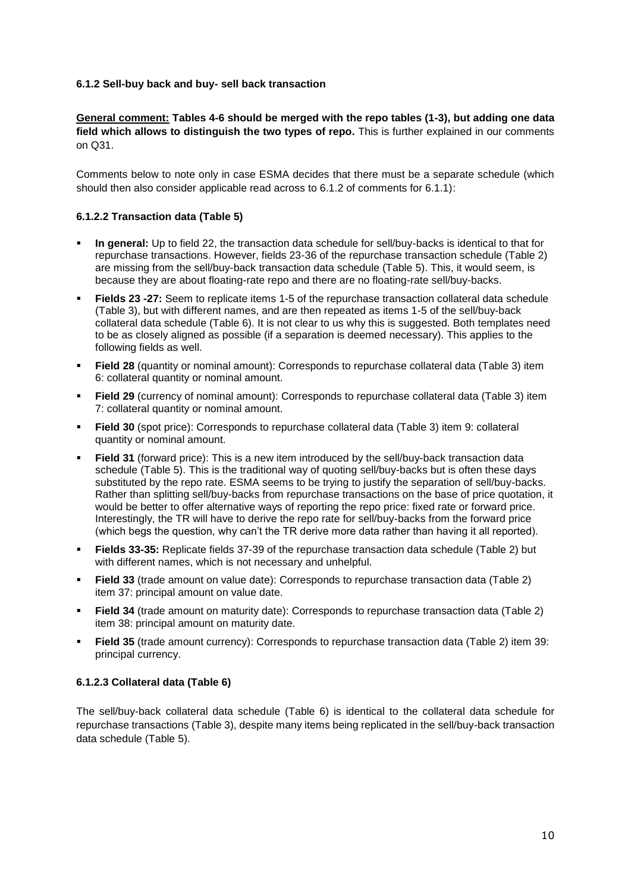#### 6.1.2 Sell-buy back and buy- sell back transaction

**General comment: Tables 4-6 should be merged with the repo tables (1-3), but adding one data field which allows to distinguish the two types of repo.** This is further explained in our comments on Q31.

Comments below to note only in case ESMA decides that there must be a separate schedule (which should then also consider applicable read across to 6.1.2 of comments for 6.1.1):

##### 6.1.2.2 Transaction data (Table 5)

- **In general:** Up to field 22, the transaction data schedule for sell/buy-backs is identical to that for repurchase transactions. However, fields 23-36 of the repurchase transaction schedule (Table 2) are missing from the sell/buy-back transaction data schedule (Table 5). This, it would seem, is because they are about floating-rate repo and there are no floating-rate sell/buy-backs.
- **Fields 23 -27:** Seem to replicate items 1-5 of the repurchase transaction collateral data schedule (Table 3), but with different names, and are then repeated as items 1-5 of the sell/buy-back collateral data schedule (Table 6). It is not clear to us why this is suggested. Both templates need to be as closely aligned as possible (if a separation is deemed necessary). This applies to the following fields as well.
- **Field 28** (quantity or nominal amount): Corresponds to repurchase collateral data (Table 3) item 6: collateral quantity or nominal amount.
- **Field 29** (currency of nominal amount): Corresponds to repurchase collateral data (Table 3) item 7: collateral quantity or nominal amount.
- **Field 30** (spot price): Corresponds to repurchase collateral data (Table 3) item 9: collateral quantity or nominal amount.
- **Field 31** (forward price): This is a new item introduced by the sell/buy-back transaction data schedule (Table 5). This is the traditional way of quoting sell/buy-backs but is often these days substituted by the repo rate. ESMA seems to be trying to justify the separation of sell/buy-backs. Rather than splitting sell/buy-backs from repurchase transactions on the base of price quotation, it would be better to offer alternative ways of reporting the repo price: fixed rate or forward price. Interestingly, the TR will have to derive the repo rate for sell/buy-backs from the forward price (which begs the question, why can't the TR derive more data rather than having it all reported).
- **Fields 33-35:** Replicate fields 37-39 of the repurchase transaction data schedule (Table 2) but with different names, which is not necessary and unhelpful.
- **Field 33** (trade amount on value date): Corresponds to repurchase transaction data (Table 2) item 37: principal amount on value date.
- **Field 34** (trade amount on maturity date): Corresponds to repurchase transaction data (Table 2) item 38: principal amount on maturity date.
- **Field 35** (trade amount currency): Corresponds to repurchase transaction data (Table 2) item 39: principal currency.

##### 6.1.2.3 Collateral data (Table 6)

The sell/buy-back collateral data schedule (Table 6) is identical to the collateral data schedule for repurchase transactions (Table 3), despite many items being replicated in the sell/buy-back transaction data schedule (Table 5).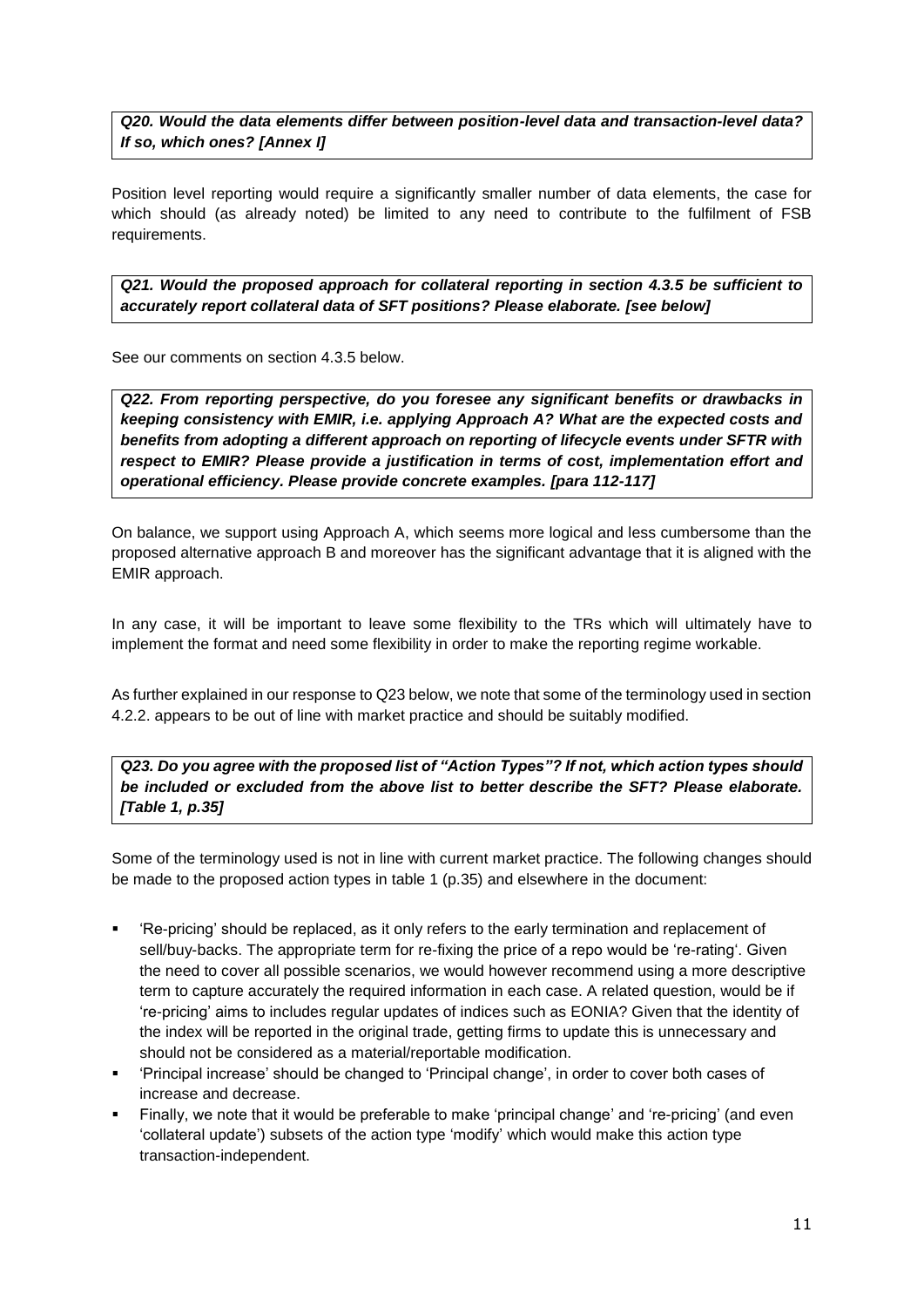***Q20. Would the data elements differ between position-level data and transaction-level data? If so, which ones? [Annex I]***

Position level reporting would require a significantly smaller number of data elements, the case for which should (as already noted) be limited to any need to contribute to the fulfilment of FSB requirements.

***Q21. Would the proposed approach for collateral reporting in section 4.3.5 be sufficient to accurately report collateral data of SFT positions? Please elaborate. [see below]***

See our comments on section 4.3.5 below.

***Q22. From reporting perspective, do you foresee any significant benefits or drawbacks in keeping consistency with EMIR, i.e. applying Approach A? What are the expected costs and benefits from adopting a different approach on reporting of lifecycle events under SFTR with respect to EMIR? Please provide a justification in terms of cost, implementation effort and operational efficiency. Please provide concrete examples. [para 112-117]***

On balance, we support using Approach A, which seems more logical and less cumbersome than the proposed alternative approach B and moreover has the significant advantage that it is aligned with the EMIR approach.

In any case, it will be important to leave some flexibility to the TRs which will ultimately have to implement the format and need some flexibility in order to make the reporting regime workable.

As further explained in our response to Q23 below, we note that some of the terminology used in section 4.2.2. appears to be out of line with market practice and should be suitably modified.

***Q23. Do you agree with the proposed list of "Action Types"? If not, which action types should be included or excluded from the above list to better describe the SFT? Please elaborate. [Table 1, p.35]***

Some of the terminology used is not in line with current market practice. The following changes should be made to the proposed action types in table 1 (p.35) and elsewhere in the document:

- 'Re-pricing' should be replaced, as it only refers to the early termination and replacement of sell/buy-backs. The appropriate term for re-fixing the price of a repo would be 're-rating'. Given the need to cover all possible scenarios, we would however recommend using a more descriptive term to capture accurately the required information in each case. A related question, would be if 're-pricing' aims to includes regular updates of indices such as EONIA? Given that the identity of the index will be reported in the original trade, getting firms to update this is unnecessary and should not be considered as a material/reportable modification.
- 'Principal increase' should be changed to 'Principal change', in order to cover both cases of increase and decrease.
- Finally, we note that it would be preferable to make 'principal change' and 're-pricing' (and even 'collateral update') subsets of the action type 'modify' which would make this action type transaction-independent.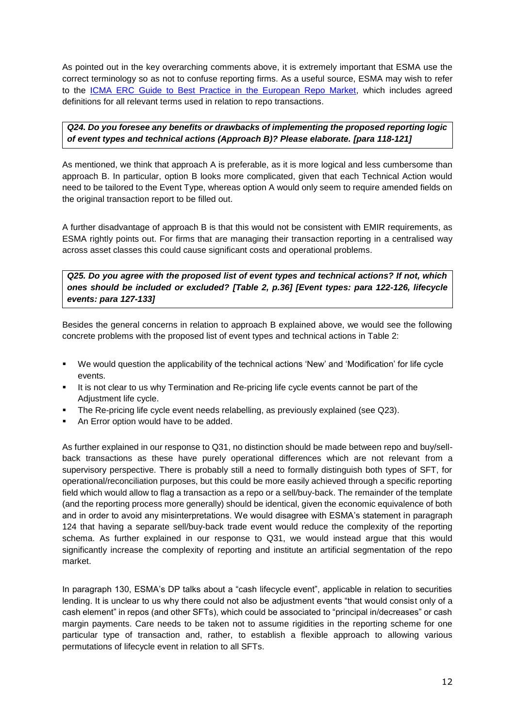As pointed out in the key overarching comments above, it is extremely important that ESMA use the correct terminology so as not to confuse reporting firms. As a useful source, ESMA may wish to refer to the [ICMA ERC Guide to Best Practice in the European Repo Market](), which includes agreed definitions for all relevant terms used in relation to repo transactions.

***Q24. Do you foresee any benefits or drawbacks of implementing the proposed reporting logic of event types and technical actions (Approach B)? Please elaborate. [para 118-121]***

As mentioned, we think that approach A is preferable, as it is more logical and less cumbersome than approach B. In particular, option B looks more complicated, given that each Technical Action would need to be tailored to the Event Type, whereas option A would only seem to require amended fields on the original transaction report to be filled out.

A further disadvantage of approach B is that this would not be consistent with EMIR requirements, as ESMA rightly points out. For firms that are managing their transaction reporting in a centralised way across asset classes this could cause significant costs and operational problems.

***Q25. Do you agree with the proposed list of event types and technical actions? If not, which ones should be included or excluded? [Table 2, p.36] [Event types: para 122-126, lifecycle events: para 127-133]***

Besides the general concerns in relation to approach B explained above, we would see the following concrete problems with the proposed list of event types and technical actions in Table 2:

- We would question the applicability of the technical actions 'New' and 'Modification' for life cycle events.
- It is not clear to us why Termination and Re-pricing life cycle events cannot be part of the Adjustment life cycle.
- The Re-pricing life cycle event needs relabelling, as previously explained (see Q23).
- An Error option would have to be added.

As further explained in our response to Q31, no distinction should be made between repo and buy/sell-back transactions as these have purely operational differences which are not relevant from a supervisory perspective. There is probably still a need to formally distinguish both types of SFT, for operational/reconciliation purposes, but this could be more easily achieved through a specific reporting field which would allow to flag a transaction as a repo or a sell/buy-back. The remainder of the template (and the reporting process more generally) should be identical, given the economic equivalence of both and in order to avoid any misinterpretations. We would disagree with ESMA's statement in paragraph 124 that having a separate sell/buy-back trade event would reduce the complexity of the reporting schema. As further explained in our response to Q31, we would instead argue that this would significantly increase the complexity of reporting and institute an artificial segmentation of the repo market.

In paragraph 130, ESMA's DP talks about a "cash lifecycle event", applicable in relation to securities lending. It is unclear to us why there could not also be adjustment events "that would consist only of a cash element" in repos (and other SFTs), which could be associated to "principal in/decreases" or cash margin payments. Care needs to be taken not to assume rigidities in the reporting scheme for one particular type of transaction and, rather, to establish a flexible approach to allowing various permutations of lifecycle event in relation to all SFTs.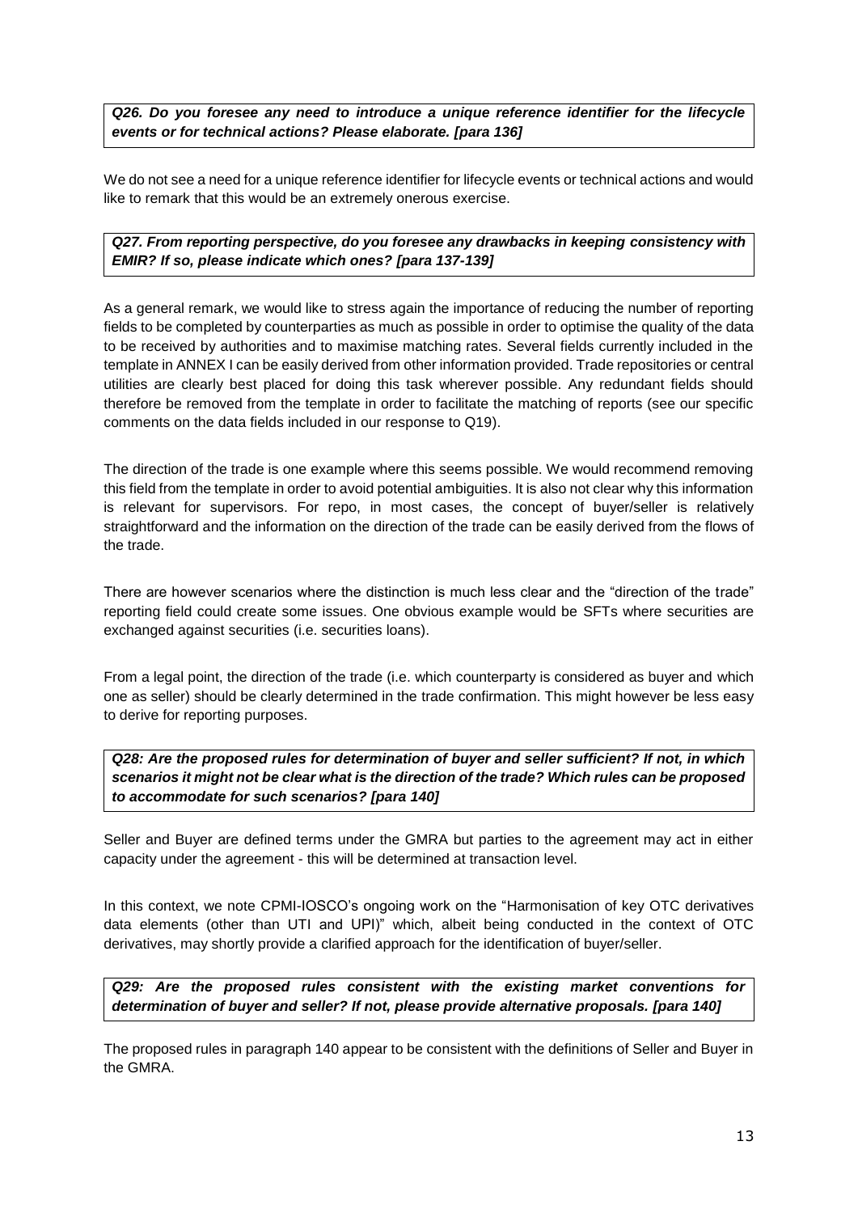***Q26. Do you foresee any need to introduce a unique reference identifier for the lifecycle events or for technical actions? Please elaborate. [para 136]***

We do not see a need for a unique reference identifier for lifecycle events or technical actions and would like to remark that this would be an extremely onerous exercise.

***Q27. From reporting perspective, do you foresee any drawbacks in keeping consistency with EMIR? If so, please indicate which ones? [para 137-139]***

As a general remark, we would like to stress again the importance of reducing the number of reporting fields to be completed by counterparties as much as possible in order to optimise the quality of the data to be received by authorities and to maximise matching rates. Several fields currently included in the template in ANNEX I can be easily derived from other information provided. Trade repositories or central utilities are clearly best placed for doing this task wherever possible. Any redundant fields should therefore be removed from the template in order to facilitate the matching of reports (see our specific comments on the data fields included in our response to Q19).

The direction of the trade is one example where this seems possible. We would recommend removing this field from the template in order to avoid potential ambiguities. It is also not clear why this information is relevant for supervisors. For repo, in most cases, the concept of buyer/seller is relatively straightforward and the information on the direction of the trade can be easily derived from the flows of the trade.

There are however scenarios where the distinction is much less clear and the "direction of the trade" reporting field could create some issues. One obvious example would be SFTs where securities are exchanged against securities (i.e. securities loans).

From a legal point, the direction of the trade (i.e. which counterparty is considered as buyer and which one as seller) should be clearly determined in the trade confirmation. This might however be less easy to derive for reporting purposes.

***Q28: Are the proposed rules for determination of buyer and seller sufficient? If not, in which scenarios it might not be clear what is the direction of the trade? Which rules can be proposed to accommodate for such scenarios? [para 140]***

Seller and Buyer are defined terms under the GMRA but parties to the agreement may act in either capacity under the agreement - this will be determined at transaction level.

In this context, we note CPMI-IOSCO's ongoing work on the "Harmonisation of key OTC derivatives data elements (other than UTI and UPI)" which, albeit being conducted in the context of OTC derivatives, may shortly provide a clarified approach for the identification of buyer/seller.

***Q29: Are the proposed rules consistent with the existing market conventions for determination of buyer and seller? If not, please provide alternative proposals. [para 140]***

The proposed rules in paragraph 140 appear to be consistent with the definitions of Seller and Buyer in the GMRA.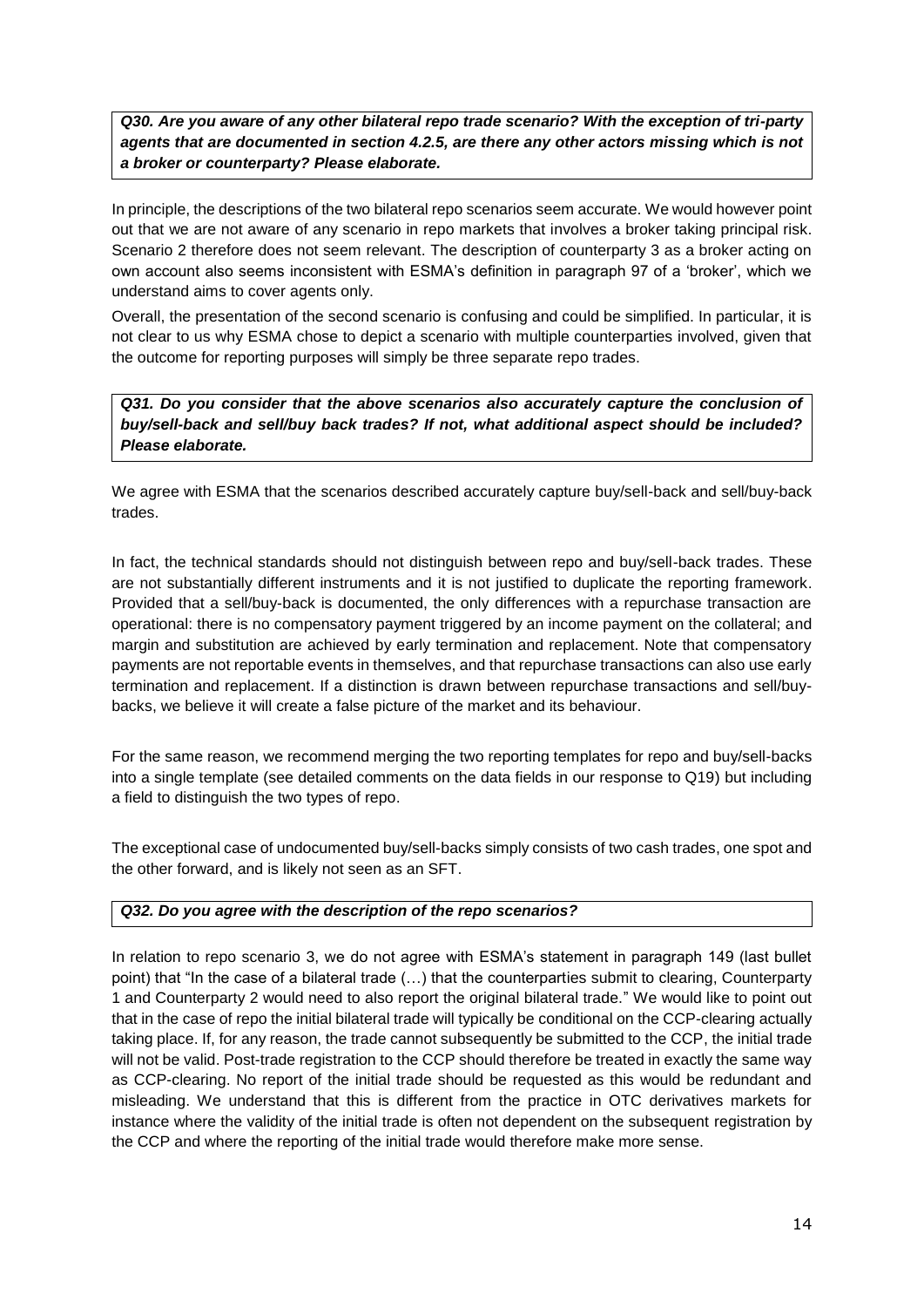***Q30. Are you aware of any other bilateral repo trade scenario? With the exception of tri-party agents that are documented in section 4.2.5, are there any other actors missing which is not a broker or counterparty? Please elaborate.***

In principle, the descriptions of the two bilateral repo scenarios seem accurate. We would however point out that we are not aware of any scenario in repo markets that involves a broker taking principal risk. Scenario 2 therefore does not seem relevant. The description of counterparty 3 as a broker acting on own account also seems inconsistent with ESMA's definition in paragraph 97 of a 'broker', which we understand aims to cover agents only.

Overall, the presentation of the second scenario is confusing and could be simplified. In particular, it is not clear to us why ESMA chose to depict a scenario with multiple counterparties involved, given that the outcome for reporting purposes will simply be three separate repo trades.

***Q31. Do you consider that the above scenarios also accurately capture the conclusion of buy/sell-back and sell/buy back trades? If not, what additional aspect should be included? Please elaborate.***

We agree with ESMA that the scenarios described accurately capture buy/sell-back and sell/buy-back trades.

In fact, the technical standards should not distinguish between repo and buy/sell-back trades. These are not substantially different instruments and it is not justified to duplicate the reporting framework. Provided that a sell/buy-back is documented, the only differences with a repurchase transaction are operational: there is no compensatory payment triggered by an income payment on the collateral; and margin and substitution are achieved by early termination and replacement. Note that compensatory payments are not reportable events in themselves, and that repurchase transactions can also use early termination and replacement. If a distinction is drawn between repurchase transactions and sell/buy-backs, we believe it will create a false picture of the market and its behaviour.

For the same reason, we recommend merging the two reporting templates for repo and buy/sell-backs into a single template (see detailed comments on the data fields in our response to Q19) but including a field to distinguish the two types of repo.

The exceptional case of undocumented buy/sell-backs simply consists of two cash trades, one spot and the other forward, and is likely not seen as an SFT.

***Q32. Do you agree with the description of the repo scenarios?***

In relation to repo scenario 3, we do not agree with ESMA's statement in paragraph 149 (last bullet point) that "In the case of a bilateral trade (…) that the counterparties submit to clearing, Counterparty 1 and Counterparty 2 would need to also report the original bilateral trade." We would like to point out that in the case of repo the initial bilateral trade will typically be conditional on the CCP-clearing actually taking place. If, for any reason, the trade cannot subsequently be submitted to the CCP, the initial trade will not be valid. Post-trade registration to the CCP should therefore be treated in exactly the same way as CCP-clearing. No report of the initial trade should be requested as this would be redundant and misleading. We understand that this is different from the practice in OTC derivatives markets for instance where the validity of the initial trade is often not dependent on the subsequent registration by the CCP and where the reporting of the initial trade would therefore make more sense.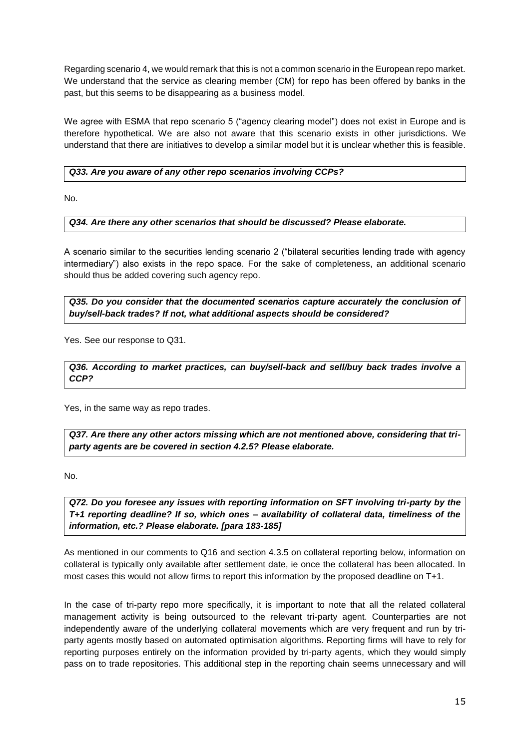Regarding scenario 4, we would remark that this is not a common scenario in the European repo market. We understand that the service as clearing member (CM) for repo has been offered by banks in the past, but this seems to be disappearing as a business model.

We agree with ESMA that repo scenario 5 ("agency clearing model") does not exist in Europe and is therefore hypothetical. We are also not aware that this scenario exists in other jurisdictions. We understand that there are initiatives to develop a similar model but it is unclear whether this is feasible.

***Q33. Are you aware of any other repo scenarios involving CCPs?***

No.

***Q34. Are there any other scenarios that should be discussed? Please elaborate.***

A scenario similar to the securities lending scenario 2 ("bilateral securities lending trade with agency intermediary") also exists in the repo space. For the sake of completeness, an additional scenario should thus be added covering such agency repo.

***Q35. Do you consider that the documented scenarios capture accurately the conclusion of buy/sell-back trades? If not, what additional aspects should be considered?***

Yes. See our response to Q31.

***Q36. According to market practices, can buy/sell-back and sell/buy back trades involve a CCP?***

Yes, in the same way as repo trades.

***Q37. Are there any other actors missing which are not mentioned above, considering that tri-party agents are be covered in section 4.2.5? Please elaborate.***

No.

***Q72. Do you foresee any issues with reporting information on SFT involving tri-party by the T+1 reporting deadline? If so, which ones – availability of collateral data, timeliness of the information, etc.? Please elaborate. [para 183-185]***

As mentioned in our comments to Q16 and section 4.3.5 on collateral reporting below, information on collateral is typically only available after settlement date, ie once the collateral has been allocated. In most cases this would not allow firms to report this information by the proposed deadline on T+1.

In the case of tri-party repo more specifically, it is important to note that all the related collateral management activity is being outsourced to the relevant tri-party agent. Counterparties are not independently aware of the underlying collateral movements which are very frequent and run by tri-party agents mostly based on automated optimisation algorithms. Reporting firms will have to rely for reporting purposes entirely on the information provided by tri-party agents, which they would simply pass on to trade repositories. This additional step in the reporting chain seems unnecessary and will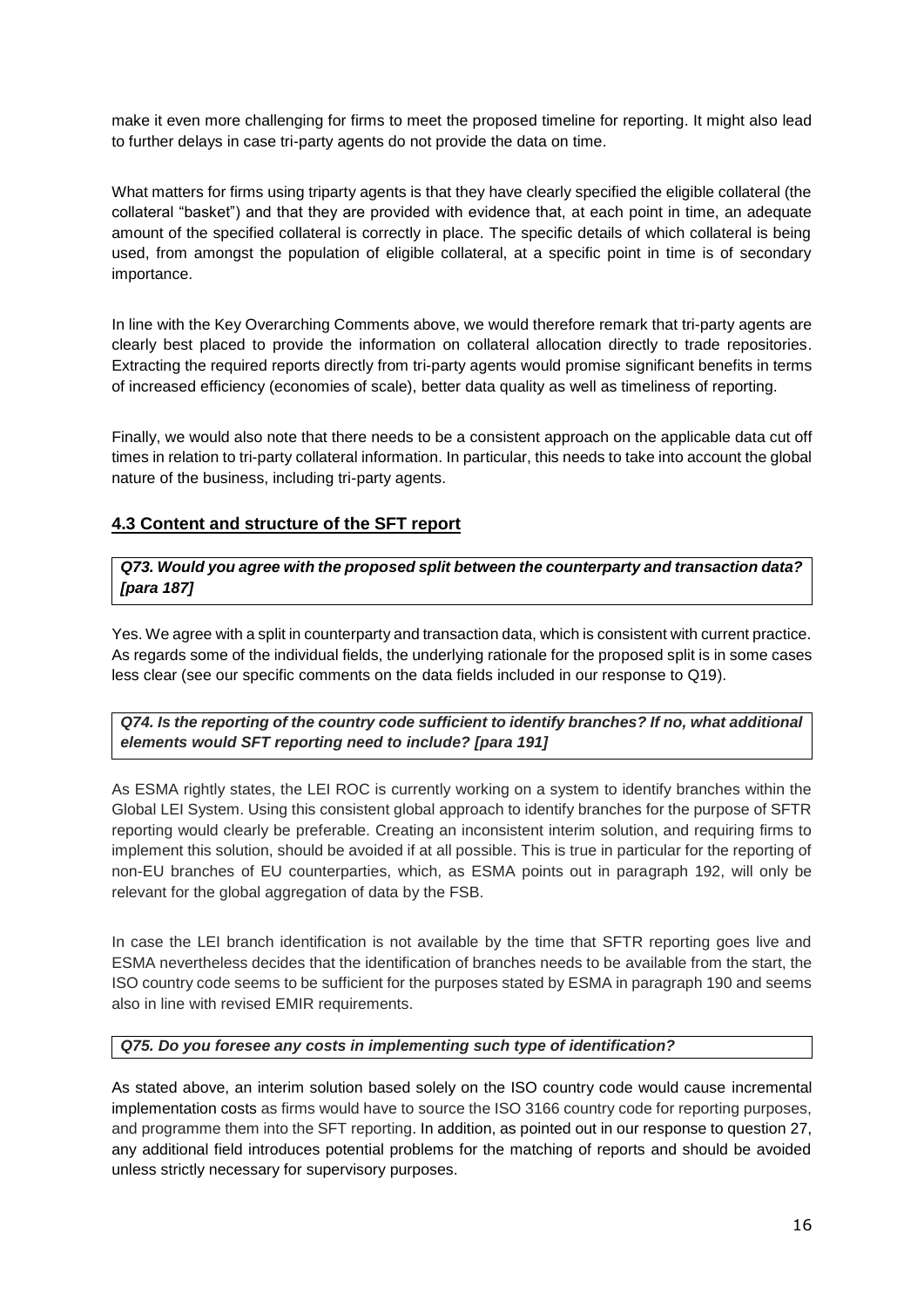make it even more challenging for firms to meet the proposed timeline for reporting. It might also lead to further delays in case tri-party agents do not provide the data on time.

What matters for firms using triparty agents is that they have clearly specified the eligible collateral (the collateral "basket") and that they are provided with evidence that, at each point in time, an adequate amount of the specified collateral is correctly in place. The specific details of which collateral is being used, from amongst the population of eligible collateral, at a specific point in time is of secondary importance.

In line with the Key Overarching Comments above, we would therefore remark that tri-party agents are clearly best placed to provide the information on collateral allocation directly to trade repositories. Extracting the required reports directly from tri-party agents would promise significant benefits in terms of increased efficiency (economies of scale), better data quality as well as timeliness of reporting.

Finally, we would also note that there needs to be a consistent approach on the applicable data cut off times in relation to tri-party collateral information. In particular, this needs to take into account the global nature of the business, including tri-party agents.

## 4.3 Content and structure of the SFT report

***Q73. Would you agree with the proposed split between the counterparty and transaction data? [para 187]***

Yes. We agree with a split in counterparty and transaction data, which is consistent with current practice. As regards some of the individual fields, the underlying rationale for the proposed split is in some cases less clear (see our specific comments on the data fields included in our response to Q19).

***Q74. Is the reporting of the country code sufficient to identify branches? If no, what additional elements would SFT reporting need to include? [para 191]***

As ESMA rightly states, the LEI ROC is currently working on a system to identify branches within the Global LEI System. Using this consistent global approach to identify branches for the purpose of SFTR reporting would clearly be preferable. Creating an inconsistent interim solution, and requiring firms to implement this solution, should be avoided if at all possible. This is true in particular for the reporting of non-EU branches of EU counterparties, which, as ESMA points out in paragraph 192, will only be relevant for the global aggregation of data by the FSB.

In case the LEI branch identification is not available by the time that SFTR reporting goes live and ESMA nevertheless decides that the identification of branches needs to be available from the start, the ISO country code seems to be sufficient for the purposes stated by ESMA in paragraph 190 and seems also in line with revised EMIR requirements.

***Q75. Do you foresee any costs in implementing such type of identification?***

As stated above, an interim solution based solely on the ISO country code would cause incremental implementation costs as firms would have to source the ISO 3166 country code for reporting purposes, and programme them into the SFT reporting. In addition, as pointed out in our response to question 27, any additional field introduces potential problems for the matching of reports and should be avoided unless strictly necessary for supervisory purposes.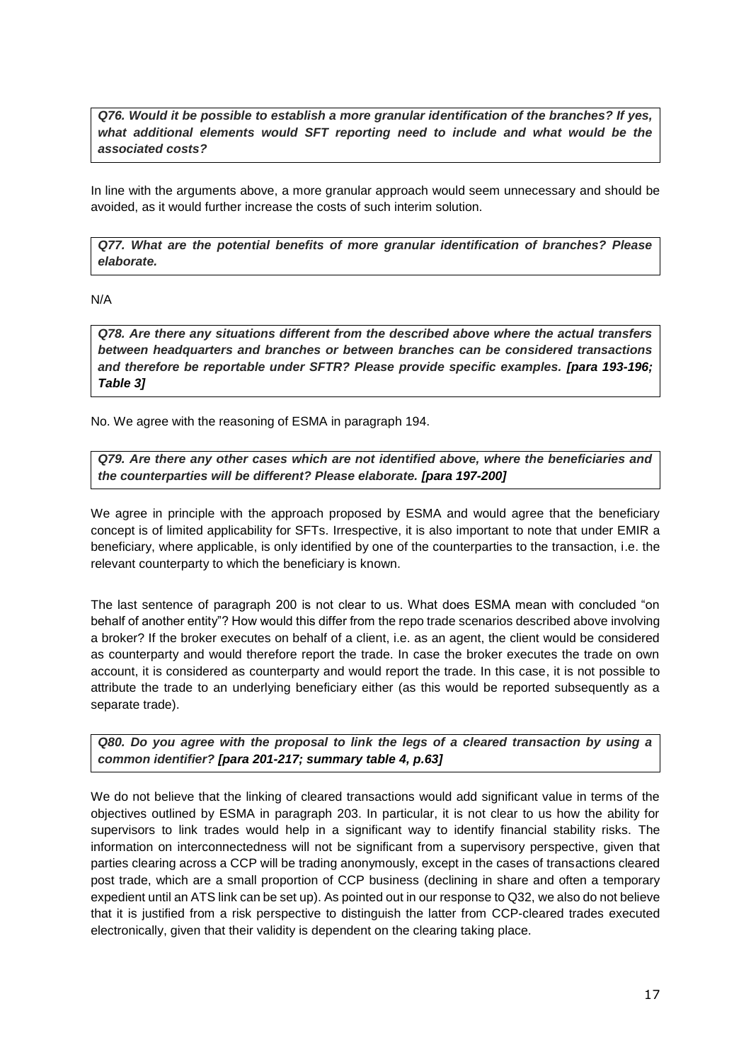***Q76. Would it be possible to establish a more granular identification of the branches? If yes, what additional elements would SFT reporting need to include and what would be the associated costs?***

In line with the arguments above, a more granular approach would seem unnecessary and should be avoided, as it would further increase the costs of such interim solution.

***Q77. What are the potential benefits of more granular identification of branches? Please elaborate.***

N/A

***Q78. Are there any situations different from the described above where the actual transfers between headquarters and branches or between branches can be considered transactions and therefore be reportable under SFTR? Please provide specific examples. [para 193-196; Table 3]***

No. We agree with the reasoning of ESMA in paragraph 194.

***Q79. Are there any other cases which are not identified above, where the beneficiaries and the counterparties will be different? Please elaborate. [para 197-200]***

We agree in principle with the approach proposed by ESMA and would agree that the beneficiary concept is of limited applicability for SFTs. Irrespective, it is also important to note that under EMIR a beneficiary, where applicable, is only identified by one of the counterparties to the transaction, i.e. the relevant counterparty to which the beneficiary is known.

The last sentence of paragraph 200 is not clear to us. What does ESMA mean with concluded "on behalf of another entity"? How would this differ from the repo trade scenarios described above involving a broker? If the broker executes on behalf of a client, i.e. as an agent, the client would be considered as counterparty and would therefore report the trade. In case the broker executes the trade on own account, it is considered as counterparty and would report the trade. In this case, it is not possible to attribute the trade to an underlying beneficiary either (as this would be reported subsequently as a separate trade).

***Q80. Do you agree with the proposal to link the legs of a cleared transaction by using a common identifier? [para 201-217; summary table 4, p.63]***

We do not believe that the linking of cleared transactions would add significant value in terms of the objectives outlined by ESMA in paragraph 203. In particular, it is not clear to us how the ability for supervisors to link trades would help in a significant way to identify financial stability risks. The information on interconnectedness will not be significant from a supervisory perspective, given that parties clearing across a CCP will be trading anonymously, except in the cases of transactions cleared post trade, which are a small proportion of CCP business (declining in share and often a temporary expedient until an ATS link can be set up). As pointed out in our response to Q32, we also do not believe that it is justified from a risk perspective to distinguish the latter from CCP-cleared trades executed electronically, given that their validity is dependent on the clearing taking place.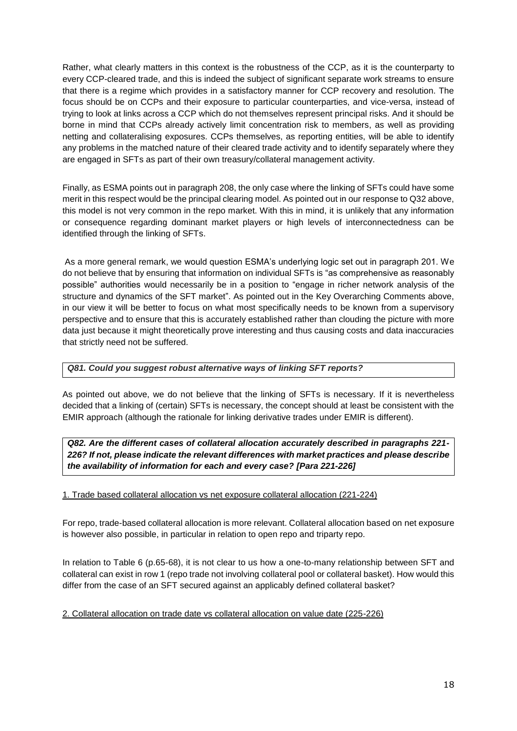Rather, what clearly matters in this context is the robustness of the CCP, as it is the counterparty to every CCP-cleared trade, and this is indeed the subject of significant separate work streams to ensure that there is a regime which provides in a satisfactory manner for CCP recovery and resolution. The focus should be on CCPs and their exposure to particular counterparties, and vice-versa, instead of trying to look at links across a CCP which do not themselves represent principal risks. And it should be borne in mind that CCPs already actively limit concentration risk to members, as well as providing netting and collateralising exposures. CCPs themselves, as reporting entities, will be able to identify any problems in the matched nature of their cleared trade activity and to identify separately where they are engaged in SFTs as part of their own treasury/collateral management activity.

Finally, as ESMA points out in paragraph 208, the only case where the linking of SFTs could have some merit in this respect would be the principal clearing model. As pointed out in our response to Q32 above, this model is not very common in the repo market. With this in mind, it is unlikely that any information or consequence regarding dominant market players or high levels of interconnectedness can be identified through the linking of SFTs.

As a more general remark, we would question ESMA's underlying logic set out in paragraph 201. We do not believe that by ensuring that information on individual SFTs is "as comprehensive as reasonably possible" authorities would necessarily be in a position to "engage in richer network analysis of the structure and dynamics of the SFT market". As pointed out in the Key Overarching Comments above, in our view it will be better to focus on what most specifically needs to be known from a supervisory perspective and to ensure that this is accurately established rather than clouding the picture with more data just because it might theoretically prove interesting and thus causing costs and data inaccuracies that strictly need not be suffered.

***Q81. Could you suggest robust alternative ways of linking SFT reports?***

As pointed out above, we do not believe that the linking of SFTs is necessary. If it is nevertheless decided that a linking of (certain) SFTs is necessary, the concept should at least be consistent with the EMIR approach (although the rationale for linking derivative trades under EMIR is different).

***Q82. Are the different cases of collateral allocation accurately described in paragraphs 221-226? If not, please indicate the relevant differences with market practices and please describe the availability of information for each and every case? [Para 221-226]***

<u>1. Trade based collateral allocation vs net exposure collateral allocation (221-224)</u>

For repo, trade-based collateral allocation is more relevant. Collateral allocation based on net exposure is however also possible, in particular in relation to open repo and triparty repo.

In relation to Table 6 (p.65-68), it is not clear to us how a one-to-many relationship between SFT and collateral can exist in row 1 (repo trade not involving collateral pool or collateral basket). How would this differ from the case of an SFT secured against an applicably defined collateral basket?

<u>2. Collateral allocation on trade date vs collateral allocation on value date (225-226)</u>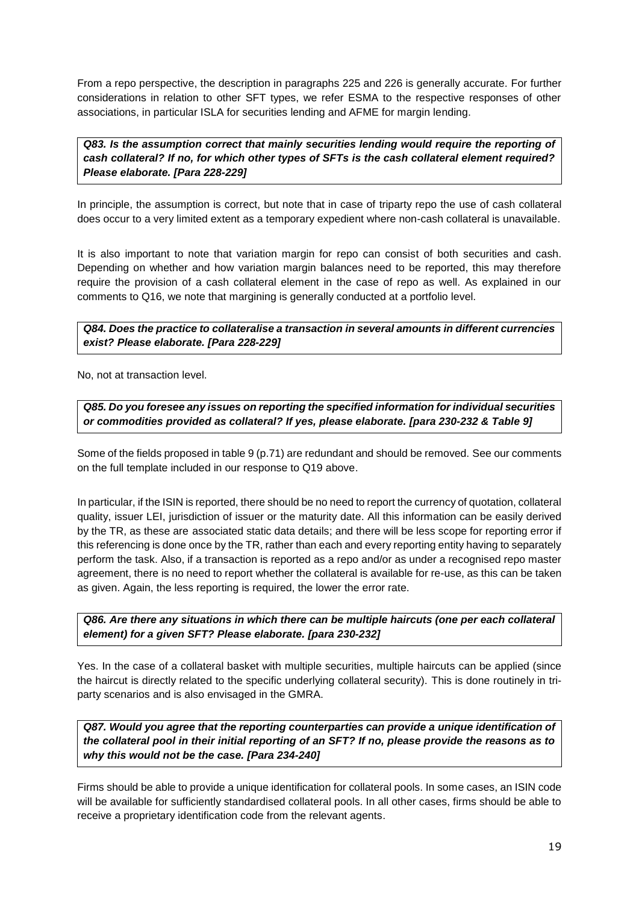From a repo perspective, the description in paragraphs 225 and 226 is generally accurate. For further considerations in relation to other SFT types, we refer ESMA to the respective responses of other associations, in particular ISLA for securities lending and AFME for margin lending.

***Q83. Is the assumption correct that mainly securities lending would require the reporting of cash collateral? If no, for which other types of SFTs is the cash collateral element required? Please elaborate. [Para 228-229]***

In principle, the assumption is correct, but note that in case of triparty repo the use of cash collateral does occur to a very limited extent as a temporary expedient where non-cash collateral is unavailable.

It is also important to note that variation margin for repo can consist of both securities and cash. Depending on whether and how variation margin balances need to be reported, this may therefore require the provision of a cash collateral element in the case of repo as well. As explained in our comments to Q16, we note that margining is generally conducted at a portfolio level.

***Q84. Does the practice to collateralise a transaction in several amounts in different currencies exist? Please elaborate. [Para 228-229]***

No, not at transaction level.

***Q85. Do you foresee any issues on reporting the specified information for individual securities or commodities provided as collateral? If yes, please elaborate. [para 230-232 & Table 9]***

Some of the fields proposed in table 9 (p.71) are redundant and should be removed. See our comments on the full template included in our response to Q19 above.

In particular, if the ISIN is reported, there should be no need to report the currency of quotation, collateral quality, issuer LEI, jurisdiction of issuer or the maturity date. All this information can be easily derived by the TR, as these are associated static data details; and there will be less scope for reporting error if this referencing is done once by the TR, rather than each and every reporting entity having to separately perform the task. Also, if a transaction is reported as a repo and/or as under a recognised repo master agreement, there is no need to report whether the collateral is available for re-use, as this can be taken as given. Again, the less reporting is required, the lower the error rate.

***Q86. Are there any situations in which there can be multiple haircuts (one per each collateral element) for a given SFT? Please elaborate. [para 230-232]***

Yes. In the case of a collateral basket with multiple securities, multiple haircuts can be applied (since the haircut is directly related to the specific underlying collateral security). This is done routinely in tri-party scenarios and is also envisaged in the GMRA.

***Q87. Would you agree that the reporting counterparties can provide a unique identification of the collateral pool in their initial reporting of an SFT? If no, please provide the reasons as to why this would not be the case. [Para 234-240]***

Firms should be able to provide a unique identification for collateral pools. In some cases, an ISIN code will be available for sufficiently standardised collateral pools. In all other cases, firms should be able to receive a proprietary identification code from the relevant agents.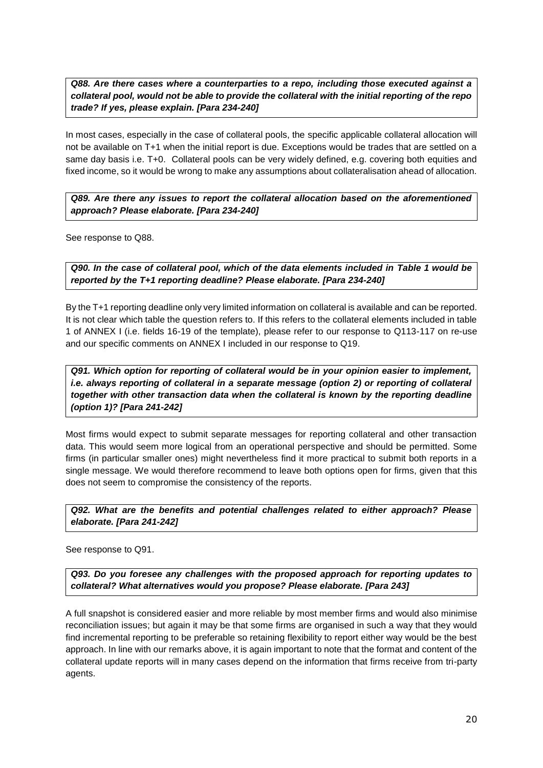***Q88. Are there cases where a counterparties to a repo, including those executed against a collateral pool, would not be able to provide the collateral with the initial reporting of the repo trade? If yes, please explain. [Para 234-240]***

In most cases, especially in the case of collateral pools, the specific applicable collateral allocation will not be available on T+1 when the initial report is due. Exceptions would be trades that are settled on a same day basis i.e. T+0. Collateral pools can be very widely defined, e.g. covering both equities and fixed income, so it would be wrong to make any assumptions about collateralisation ahead of allocation.

***Q89. Are there any issues to report the collateral allocation based on the aforementioned approach? Please elaborate. [Para 234-240]***

See response to Q88.

***Q90. In the case of collateral pool, which of the data elements included in Table 1 would be reported by the T+1 reporting deadline? Please elaborate. [Para 234-240]***

By the T+1 reporting deadline only very limited information on collateral is available and can be reported. It is not clear which table the question refers to. If this refers to the collateral elements included in table 1 of ANNEX I (i.e. fields 16-19 of the template), please refer to our response to Q113-117 on re-use and our specific comments on ANNEX I included in our response to Q19.

***Q91. Which option for reporting of collateral would be in your opinion easier to implement, i.e. always reporting of collateral in a separate message (option 2) or reporting of collateral together with other transaction data when the collateral is known by the reporting deadline (option 1)? [Para 241-242]***

Most firms would expect to submit separate messages for reporting collateral and other transaction data. This would seem more logical from an operational perspective and should be permitted. Some firms (in particular smaller ones) might nevertheless find it more practical to submit both reports in a single message. We would therefore recommend to leave both options open for firms, given that this does not seem to compromise the consistency of the reports.

***Q92. What are the benefits and potential challenges related to either approach? Please elaborate. [Para 241-242]***

See response to Q91.

***Q93. Do you foresee any challenges with the proposed approach for reporting updates to collateral? What alternatives would you propose? Please elaborate. [Para 243]***

A full snapshot is considered easier and more reliable by most member firms and would also minimise reconciliation issues; but again it may be that some firms are organised in such a way that they would find incremental reporting to be preferable so retaining flexibility to report either way would be the best approach. In line with our remarks above, it is again important to note that the format and content of the collateral update reports will in many cases depend on the information that firms receive from tri-party agents.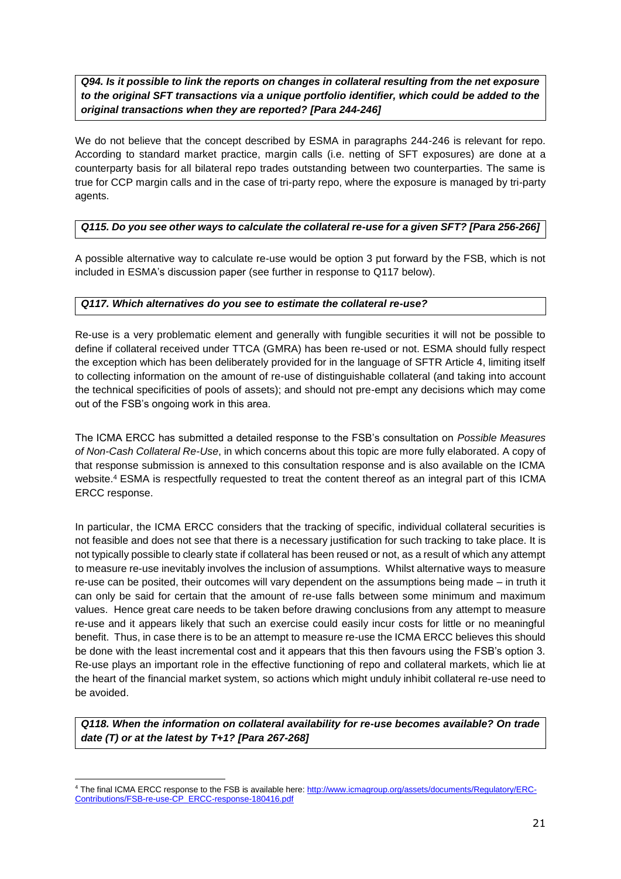***Q94. Is it possible to link the reports on changes in collateral resulting from the net exposure to the original SFT transactions via a unique portfolio identifier, which could be added to the original transactions when they are reported? [Para 244-246]***

We do not believe that the concept described by ESMA in paragraphs 244-246 is relevant for repo. According to standard market practice, margin calls (i.e. netting of SFT exposures) are done at a counterparty basis for all bilateral repo trades outstanding between two counterparties. The same is true for CCP margin calls and in the case of tri-party repo, where the exposure is managed by tri-party agents.

***Q115. Do you see other ways to calculate the collateral re-use for a given SFT? [Para 256-266]***

A possible alternative way to calculate re-use would be option 3 put forward by the FSB, which is not included in ESMA's discussion paper (see further in response to Q117 below).

***Q117. Which alternatives do you see to estimate the collateral re-use?***

Re-use is a very problematic element and generally with fungible securities it will not be possible to define if collateral received under TTCA (GMRA) has been re-used or not. ESMA should fully respect the exception which has been deliberately provided for in the language of SFTR Article 4, limiting itself to collecting information on the amount of re-use of distinguishable collateral (and taking into account the technical specificities of pools of assets); and should not pre-empt any decisions which may come out of the FSB's ongoing work in this area.

The ICMA ERCC has submitted a detailed response to the FSB's consultation on *Possible Measures of Non-Cash Collateral Re-Use*, in which concerns about this topic are more fully elaborated. A copy of that response submission is annexed to this consultation response and is also available on the ICMA website.[4] ESMA is respectfully requested to treat the content thereof as an integral part of this ICMA ERCC response.

In particular, the ICMA ERCC considers that the tracking of specific, individual collateral securities is not feasible and does not see that there is a necessary justification for such tracking to take place. It is not typically possible to clearly state if collateral has been reused or not, as a result of which any attempt to measure re-use inevitably involves the inclusion of assumptions. Whilst alternative ways to measure re-use can be posited, their outcomes will vary dependent on the assumptions being made – in truth it can only be said for certain that the amount of re-use falls between some minimum and maximum values. Hence great care needs to be taken before drawing conclusions from any attempt to measure re-use and it appears likely that such an exercise could easily incur costs for little or no meaningful benefit. Thus, in case there is to be an attempt to measure re-use the ICMA ERCC believes this should be done with the least incremental cost and it appears that this then favours using the FSB's option 3. Re-use plays an important role in the effective functioning of repo and collateral markets, which lie at the heart of the financial market system, so actions which might unduly inhibit collateral re-use need to be avoided.

***Q118. When the information on collateral availability for re-use becomes available? On trade date (T) or at the latest by T+1? [Para 267-268]***

---

[4] The final ICMA ERCC response to the FSB is available here: http://www.icmagroup.org/assets/documents/Regulatory/ERC-Contributions/FSB-re-use-CP_ERCC-response-180416.pdf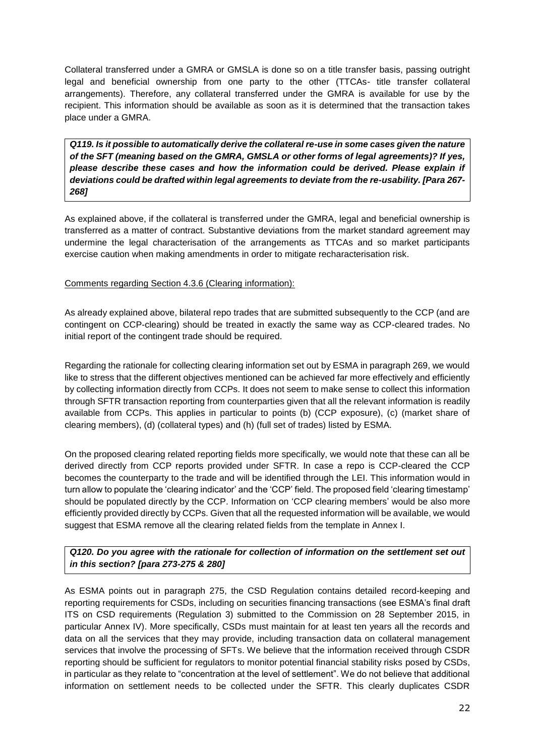Collateral transferred under a GMRA or GMSLA is done so on a title transfer basis, passing outright legal and beneficial ownership from one party to the other (TTCAs- title transfer collateral arrangements). Therefore, any collateral transferred under the GMRA is available for use by the recipient. This information should be available as soon as it is determined that the transaction takes place under a GMRA.

***Q119. Is it possible to automatically derive the collateral re-use in some cases given the nature of the SFT (meaning based on the GMRA, GMSLA or other forms of legal agreements)? If yes, please describe these cases and how the information could be derived. Please explain if deviations could be drafted within legal agreements to deviate from the re-usability. [Para 267-268]***

As explained above, if the collateral is transferred under the GMRA, legal and beneficial ownership is transferred as a matter of contract. Substantive deviations from the market standard agreement may undermine the legal characterisation of the arrangements as TTCAs and so market participants exercise caution when making amendments in order to mitigate recharacterisation risk.

Comments regarding Section 4.3.6 (Clearing information):

As already explained above, bilateral repo trades that are submitted subsequently to the CCP (and are contingent on CCP-clearing) should be treated in exactly the same way as CCP-cleared trades. No initial report of the contingent trade should be required.

Regarding the rationale for collecting clearing information set out by ESMA in paragraph 269, we would like to stress that the different objectives mentioned can be achieved far more effectively and efficiently by collecting information directly from CCPs. It does not seem to make sense to collect this information through SFTR transaction reporting from counterparties given that all the relevant information is readily available from CCPs. This applies in particular to points (b) (CCP exposure), (c) (market share of clearing members), (d) (collateral types) and (h) (full set of trades) listed by ESMA.

On the proposed clearing related reporting fields more specifically, we would note that these can all be derived directly from CCP reports provided under SFTR. In case a repo is CCP-cleared the CCP becomes the counterparty to the trade and will be identified through the LEI. This information would in turn allow to populate the 'clearing indicator' and the 'CCP' field. The proposed field 'clearing timestamp' should be populated directly by the CCP. Information on 'CCP clearing members' would be also more efficiently provided directly by CCPs. Given that all the requested information will be available, we would suggest that ESMA remove all the clearing related fields from the template in Annex I.

***Q120. Do you agree with the rationale for collection of information on the settlement set out in this section? [para 273-275 & 280]***

As ESMA points out in paragraph 275, the CSD Regulation contains detailed record-keeping and reporting requirements for CSDs, including on securities financing transactions (see ESMA's final draft ITS on CSD requirements (Regulation 3) submitted to the Commission on 28 September 2015, in particular Annex IV). More specifically, CSDs must maintain for at least ten years all the records and data on all the services that they may provide, including transaction data on collateral management services that involve the processing of SFTs. We believe that the information received through CSDR reporting should be sufficient for regulators to monitor potential financial stability risks posed by CSDs, in particular as they relate to "concentration at the level of settlement". We do not believe that additional information on settlement needs to be collected under the SFTR. This clearly duplicates CSDR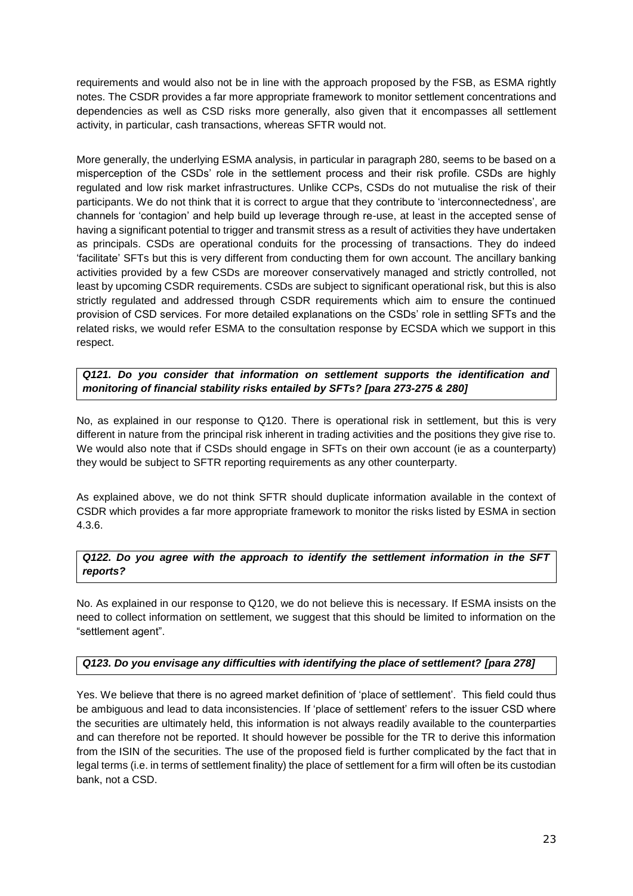requirements and would also not be in line with the approach proposed by the FSB, as ESMA rightly notes. The CSDR provides a far more appropriate framework to monitor settlement concentrations and dependencies as well as CSD risks more generally, also given that it encompasses all settlement activity, in particular, cash transactions, whereas SFTR would not.

More generally, the underlying ESMA analysis, in particular in paragraph 280, seems to be based on a misperception of the CSDs' role in the settlement process and their risk profile. CSDs are highly regulated and low risk market infrastructures. Unlike CCPs, CSDs do not mutualise the risk of their participants. We do not think that it is correct to argue that they contribute to 'interconnectedness', are channels for 'contagion' and help build up leverage through re-use, at least in the accepted sense of having a significant potential to trigger and transmit stress as a result of activities they have undertaken as principals. CSDs are operational conduits for the processing of transactions. They do indeed 'facilitate' SFTs but this is very different from conducting them for own account. The ancillary banking activities provided by a few CSDs are moreover conservatively managed and strictly controlled, not least by upcoming CSDR requirements. CSDs are subject to significant operational risk, but this is also strictly regulated and addressed through CSDR requirements which aim to ensure the continued provision of CSD services. For more detailed explanations on the CSDs' role in settling SFTs and the related risks, we would refer ESMA to the consultation response by ECSDA which we support in this respect.

***Q121. Do you consider that information on settlement supports the identification and monitoring of financial stability risks entailed by SFTs? [para 273-275 & 280]***

No, as explained in our response to Q120. There is operational risk in settlement, but this is very different in nature from the principal risk inherent in trading activities and the positions they give rise to. We would also note that if CSDs should engage in SFTs on their own account (ie as a counterparty) they would be subject to SFTR reporting requirements as any other counterparty.

As explained above, we do not think SFTR should duplicate information available in the context of CSDR which provides a far more appropriate framework to monitor the risks listed by ESMA in section 4.3.6.

***Q122. Do you agree with the approach to identify the settlement information in the SFT reports?***

No. As explained in our response to Q120, we do not believe this is necessary. If ESMA insists on the need to collect information on settlement, we suggest that this should be limited to information on the "settlement agent".

***Q123. Do you envisage any difficulties with identifying the place of settlement? [para 278]***

Yes. We believe that there is no agreed market definition of 'place of settlement'. This field could thus be ambiguous and lead to data inconsistencies. If 'place of settlement' refers to the issuer CSD where the securities are ultimately held, this information is not always readily available to the counterparties and can therefore not be reported. It should however be possible for the TR to derive this information from the ISIN of the securities. The use of the proposed field is further complicated by the fact that in legal terms (i.e. in terms of settlement finality) the place of settlement for a firm will often be its custodian bank, not a CSD.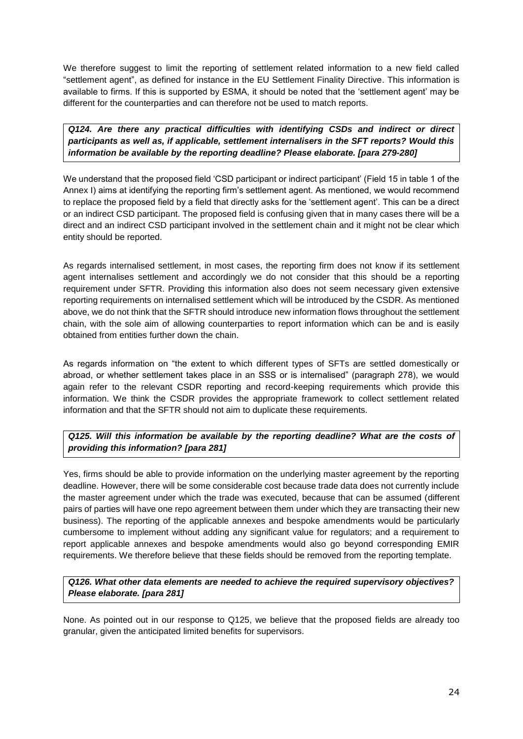We therefore suggest to limit the reporting of settlement related information to a new field called "settlement agent", as defined for instance in the EU Settlement Finality Directive. This information is available to firms. If this is supported by ESMA, it should be noted that the 'settlement agent' may be different for the counterparties and can therefore not be used to match reports.

***Q124. Are there any practical difficulties with identifying CSDs and indirect or direct participants as well as, if applicable, settlement internalisers in the SFT reports? Would this information be available by the reporting deadline? Please elaborate. [para 279-280]***

We understand that the proposed field 'CSD participant or indirect participant' (Field 15 in table 1 of the Annex I) aims at identifying the reporting firm's settlement agent. As mentioned, we would recommend to replace the proposed field by a field that directly asks for the 'settlement agent'. This can be a direct or an indirect CSD participant. The proposed field is confusing given that in many cases there will be a direct and an indirect CSD participant involved in the settlement chain and it might not be clear which entity should be reported.

As regards internalised settlement, in most cases, the reporting firm does not know if its settlement agent internalises settlement and accordingly we do not consider that this should be a reporting requirement under SFTR. Providing this information also does not seem necessary given extensive reporting requirements on internalised settlement which will be introduced by the CSDR. As mentioned above, we do not think that the SFTR should introduce new information flows throughout the settlement chain, with the sole aim of allowing counterparties to report information which can be and is easily obtained from entities further down the chain.

As regards information on "the extent to which different types of SFTs are settled domestically or abroad, or whether settlement takes place in an SSS or is internalised" (paragraph 278), we would again refer to the relevant CSDR reporting and record-keeping requirements which provide this information. We think the CSDR provides the appropriate framework to collect settlement related information and that the SFTR should not aim to duplicate these requirements.

***Q125. Will this information be available by the reporting deadline? What are the costs of providing this information? [para 281]***

Yes, firms should be able to provide information on the underlying master agreement by the reporting deadline. However, there will be some considerable cost because trade data does not currently include the master agreement under which the trade was executed, because that can be assumed (different pairs of parties will have one repo agreement between them under which they are transacting their new business). The reporting of the applicable annexes and bespoke amendments would be particularly cumbersome to implement without adding any significant value for regulators; and a requirement to report applicable annexes and bespoke amendments would also go beyond corresponding EMIR requirements. We therefore believe that these fields should be removed from the reporting template.

***Q126. What other data elements are needed to achieve the required supervisory objectives? Please elaborate. [para 281]***

None. As pointed out in our response to Q125, we believe that the proposed fields are already too granular, given the anticipated limited benefits for supervisors.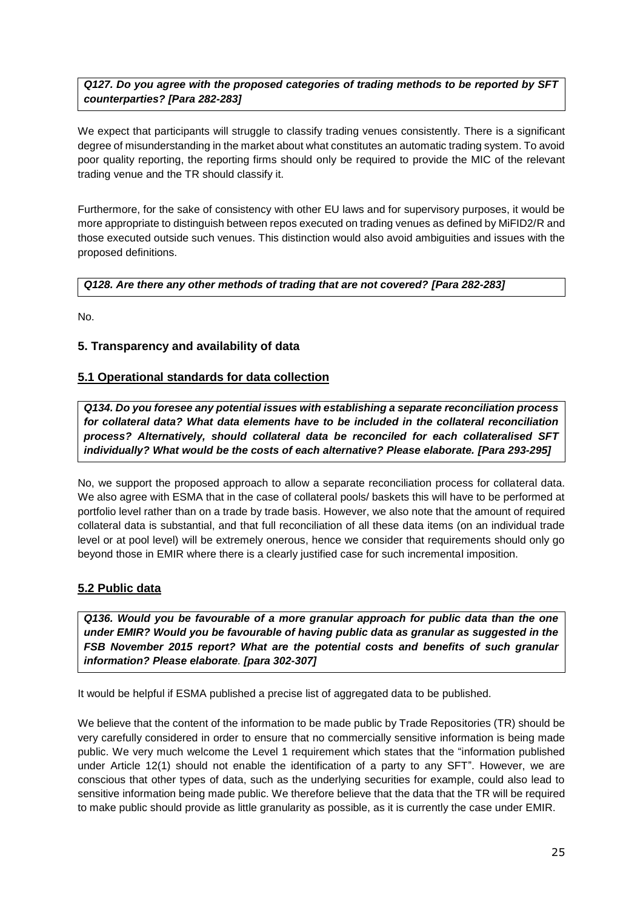***Q127. Do you agree with the proposed categories of trading methods to be reported by SFT counterparties? [Para 282-283]***

We expect that participants will struggle to classify trading venues consistently. There is a significant degree of misunderstanding in the market about what constitutes an automatic trading system. To avoid poor quality reporting, the reporting firms should only be required to provide the MIC of the relevant trading venue and the TR should classify it.

Furthermore, for the sake of consistency with other EU laws and for supervisory purposes, it would be more appropriate to distinguish between repos executed on trading venues as defined by MiFID2/R and those executed outside such venues. This distinction would also avoid ambiguities and issues with the proposed definitions.

***Q128. Are there any other methods of trading that are not covered? [Para 282-283]***

No.

## 5. Transparency and availability of data

### 5.1 Operational standards for data collection

***Q134. Do you foresee any potential issues with establishing a separate reconciliation process for collateral data? What data elements have to be included in the collateral reconciliation process? Alternatively, should collateral data be reconciled for each collateralised SFT individually? What would be the costs of each alternative? Please elaborate. [Para 293-295]***

No, we support the proposed approach to allow a separate reconciliation process for collateral data. We also agree with ESMA that in the case of collateral pools/ baskets this will have to be performed at portfolio level rather than on a trade by trade basis. However, we also note that the amount of required collateral data is substantial, and that full reconciliation of all these data items (on an individual trade level or at pool level) will be extremely onerous, hence we consider that requirements should only go beyond those in EMIR where there is a clearly justified case for such incremental imposition.

### 5.2 Public data

***Q136. Would you be favourable of a more granular approach for public data than the one under EMIR? Would you be favourable of having public data as granular as suggested in the FSB November 2015 report? What are the potential costs and benefits of such granular information? Please elaborate. [para 302-307]***

It would be helpful if ESMA published a precise list of aggregated data to be published.

We believe that the content of the information to be made public by Trade Repositories (TR) should be very carefully considered in order to ensure that no commercially sensitive information is being made public. We very much welcome the Level 1 requirement which states that the "information published under Article 12(1) should not enable the identification of a party to any SFT". However, we are conscious that other types of data, such as the underlying securities for example, could also lead to sensitive information being made public. We therefore believe that the data that the TR will be required to make public should provide as little granularity as possible, as it is currently the case under EMIR.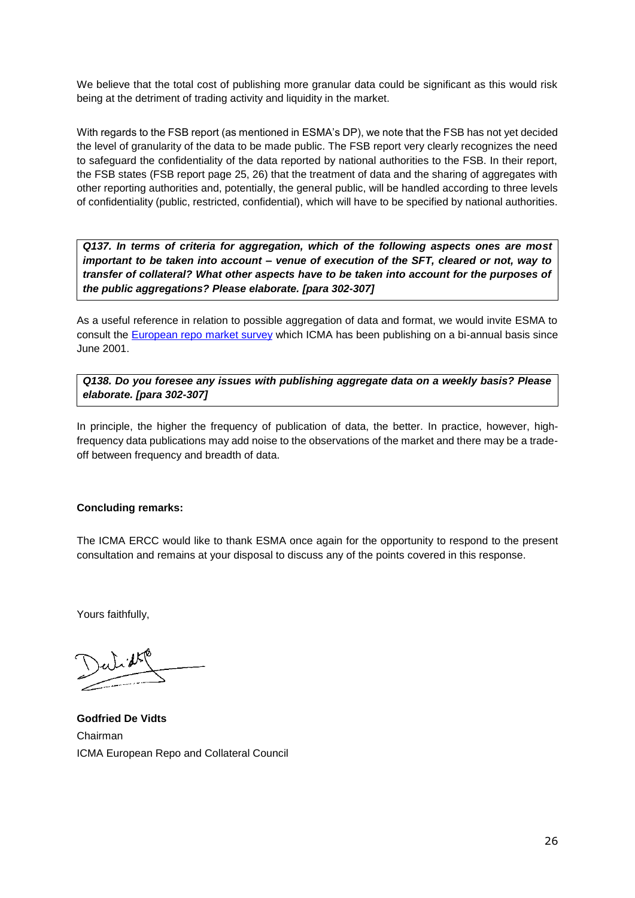We believe that the total cost of publishing more granular data could be significant as this would risk being at the detriment of trading activity and liquidity in the market.

With regards to the FSB report (as mentioned in ESMA's DP), we note that the FSB has not yet decided the level of granularity of the data to be made public. The FSB report very clearly recognizes the need to safeguard the confidentiality of the data reported by national authorities to the FSB. In their report, the FSB states (FSB report page 25, 26) that the treatment of data and the sharing of aggregates with other reporting authorities and, potentially, the general public, will be handled according to three levels of confidentiality (public, restricted, confidential), which will have to be specified by national authorities.

***Q137. In terms of criteria for aggregation, which of the following aspects ones are most important to be taken into account – venue of execution of the SFT, cleared or not, way to transfer of collateral? What other aspects have to be taken into account for the purposes of the public aggregations? Please elaborate. [para 302-307]***

As a useful reference in relation to possible aggregation of data and format, we would invite ESMA to consult the European repo market survey which ICMA has been publishing on a bi-annual basis since June 2001.

***Q138. Do you foresee any issues with publishing aggregate data on a weekly basis? Please elaborate. [para 302-307]***

In principle, the higher the frequency of publication of data, the better. In practice, however, high-frequency data publications may add noise to the observations of the market and there may be a trade-off between frequency and breadth of data.

**Concluding remarks:**

The ICMA ERCC would like to thank ESMA once again for the opportunity to respond to the present consultation and remains at your disposal to discuss any of the points covered in this response.

Yours faithfully,

**Godfried De Vidts**
Chairman
ICMA European Repo and Collateral Council